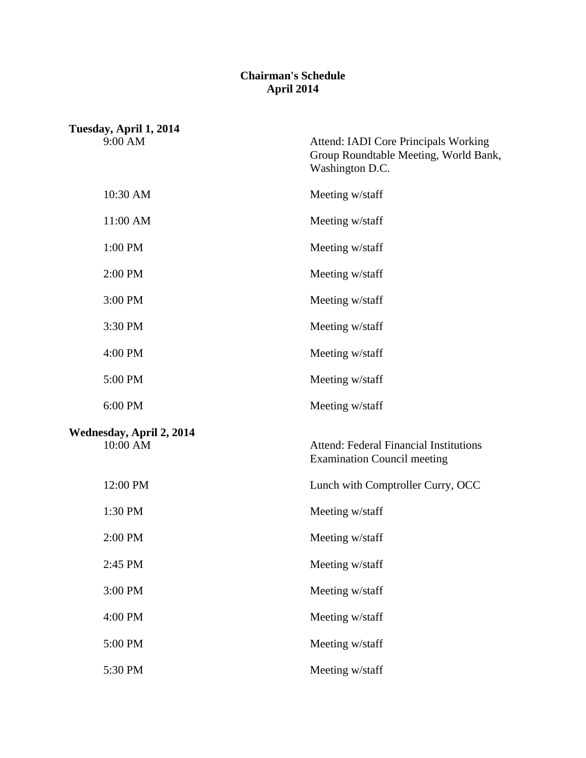# Chairman's Schedule
# April 2014

**Tuesday, April 1, 2014**

| Time | Event |
|---|---|
| 9:00 AM | Attend: IADI Core Principals Working Group Roundtable Meeting, World Bank, Washington D.C. |
| 10:30 AM | Meeting w/staff |
| 11:00 AM | Meeting w/staff |
| 1:00 PM | Meeting w/staff |
| 2:00 PM | Meeting w/staff |
| 3:00 PM | Meeting w/staff |
| 3:30 PM | Meeting w/staff |
| 4:00 PM | Meeting w/staff |
| 5:00 PM | Meeting w/staff |
| 6:00 PM | Meeting w/staff |

**Wednesday, April 2, 2014**

| Time | Event |
|---|---|
| 10:00 AM | Attend: Federal Financial Institutions Examination Council meeting |
| 12:00 PM | Lunch with Comptroller Curry, OCC |
| 1:30 PM | Meeting w/staff |
| 2:00 PM | Meeting w/staff |
| 2:45 PM | Meeting w/staff |
| 3:00 PM | Meeting w/staff |
| 4:00 PM | Meeting w/staff |
| 5:00 PM | Meeting w/staff |
| 5:30 PM | Meeting w/staff |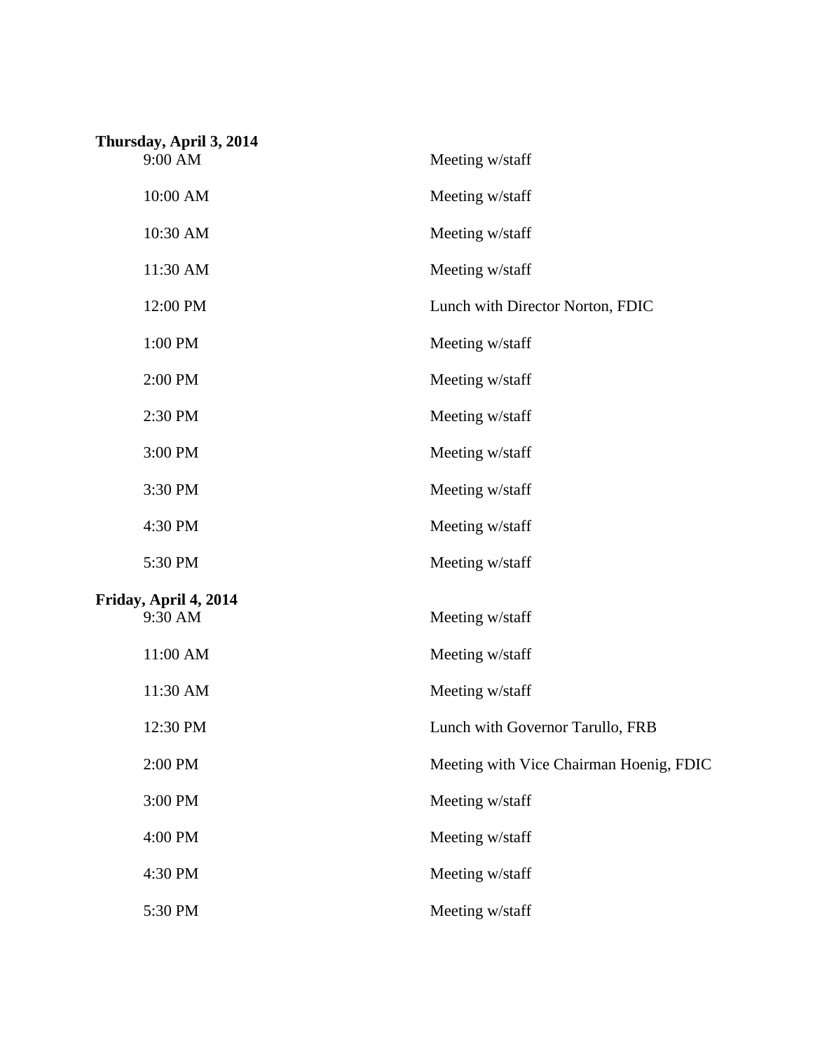**Thursday, April 3, 2014**

| | |
|---|---|
| 9:00 AM | Meeting w/staff |
| 10:00 AM | Meeting w/staff |
| 10:30 AM | Meeting w/staff |
| 11:30 AM | Meeting w/staff |
| 12:00 PM | Lunch with Director Norton, FDIC |
| 1:00 PM | Meeting w/staff |
| 2:00 PM | Meeting w/staff |
| 2:30 PM | Meeting w/staff |
| 3:00 PM | Meeting w/staff |
| 3:30 PM | Meeting w/staff |
| 4:30 PM | Meeting w/staff |
| 5:30 PM | Meeting w/staff |

**Friday, April 4, 2014**

| | |
|---|---|
| 9:30 AM | Meeting w/staff |
| 11:00 AM | Meeting w/staff |
| 11:30 AM | Meeting w/staff |
| 12:30 PM | Lunch with Governor Tarullo, FRB |
| 2:00 PM | Meeting with Vice Chairman Hoenig, FDIC |
| 3:00 PM | Meeting w/staff |
| 4:00 PM | Meeting w/staff |
| 4:30 PM | Meeting w/staff |
| 5:30 PM | Meeting w/staff |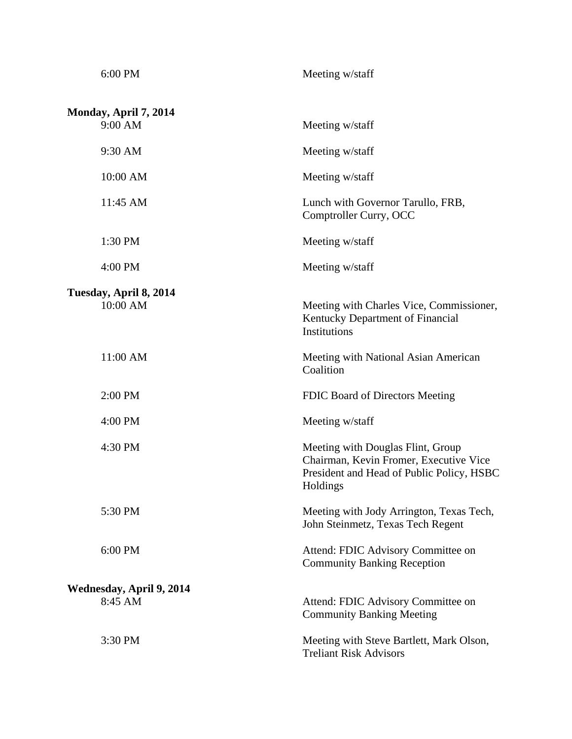| | |
|---|---|
| 6:00 PM | Meeting w/staff |

**Monday, April 7, 2014**

| | |
|---|---|
| 9:00 AM | Meeting w/staff |
| 9:30 AM | Meeting w/staff |
| 10:00 AM | Meeting w/staff |
| 11:45 AM | Lunch with Governor Tarullo, FRB, Comptroller Curry, OCC |
| 1:30 PM | Meeting w/staff |
| 4:00 PM | Meeting w/staff |

**Tuesday, April 8, 2014**

| | |
|---|---|
| 10:00 AM | Meeting with Charles Vice, Commissioner, Kentucky Department of Financial Institutions |
| 11:00 AM | Meeting with National Asian American Coalition |
| 2:00 PM | FDIC Board of Directors Meeting |
| 4:00 PM | Meeting w/staff |
| 4:30 PM | Meeting with Douglas Flint, Group Chairman, Kevin Fromer, Executive Vice President and Head of Public Policy, HSBC Holdings |
| 5:30 PM | Meeting with Jody Arrington, Texas Tech, John Steinmetz, Texas Tech Regent |
| 6:00 PM | Attend: FDIC Advisory Committee on Community Banking Reception |

**Wednesday, April 9, 2014**

| | |
|---|---|
| 8:45 AM | Attend: FDIC Advisory Committee on Community Banking Meeting |
| 3:30 PM | Meeting with Steve Bartlett, Mark Olson, Treliant Risk Advisors |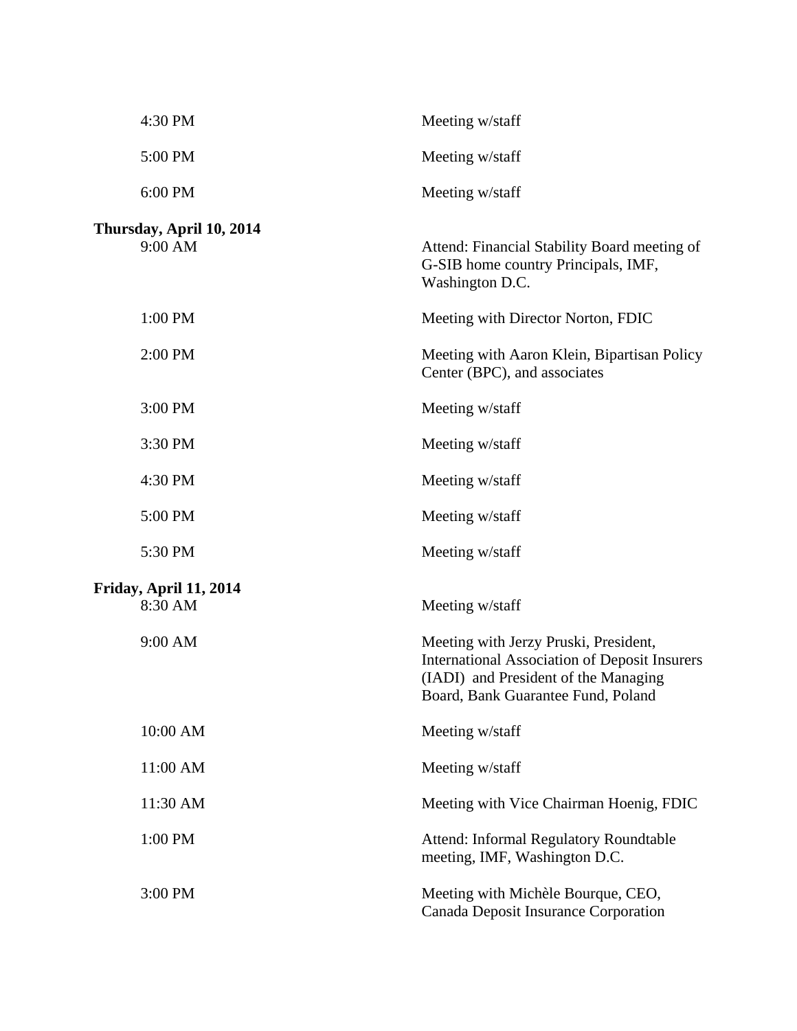| | |
|---|---|
| 4:30 PM | Meeting w/staff |
| 5:00 PM | Meeting w/staff |
| 6:00 PM | Meeting w/staff |

**Thursday, April 10, 2014**

| | |
|---|---|
| 9:00 AM | Attend: Financial Stability Board meeting of G-SIB home country Principals, IMF, Washington D.C. |
| 1:00 PM | Meeting with Director Norton, FDIC |
| 2:00 PM | Meeting with Aaron Klein, Bipartisan Policy Center (BPC), and associates |
| 3:00 PM | Meeting w/staff |
| 3:30 PM | Meeting w/staff |
| 4:30 PM | Meeting w/staff |
| 5:00 PM | Meeting w/staff |
| 5:30 PM | Meeting w/staff |

**Friday, April 11, 2014**

| | |
|---|---|
| 8:30 AM | Meeting w/staff |
| 9:00 AM | Meeting with Jerzy Pruski, President, International Association of Deposit Insurers (IADI) and President of the Managing Board, Bank Guarantee Fund, Poland |
| 10:00 AM | Meeting w/staff |
| 11:00 AM | Meeting w/staff |
| 11:30 AM | Meeting with Vice Chairman Hoenig, FDIC |
| 1:00 PM | Attend: Informal Regulatory Roundtable meeting, IMF, Washington D.C. |
| 3:00 PM | Meeting with Michèle Bourque, CEO, Canada Deposit Insurance Corporation |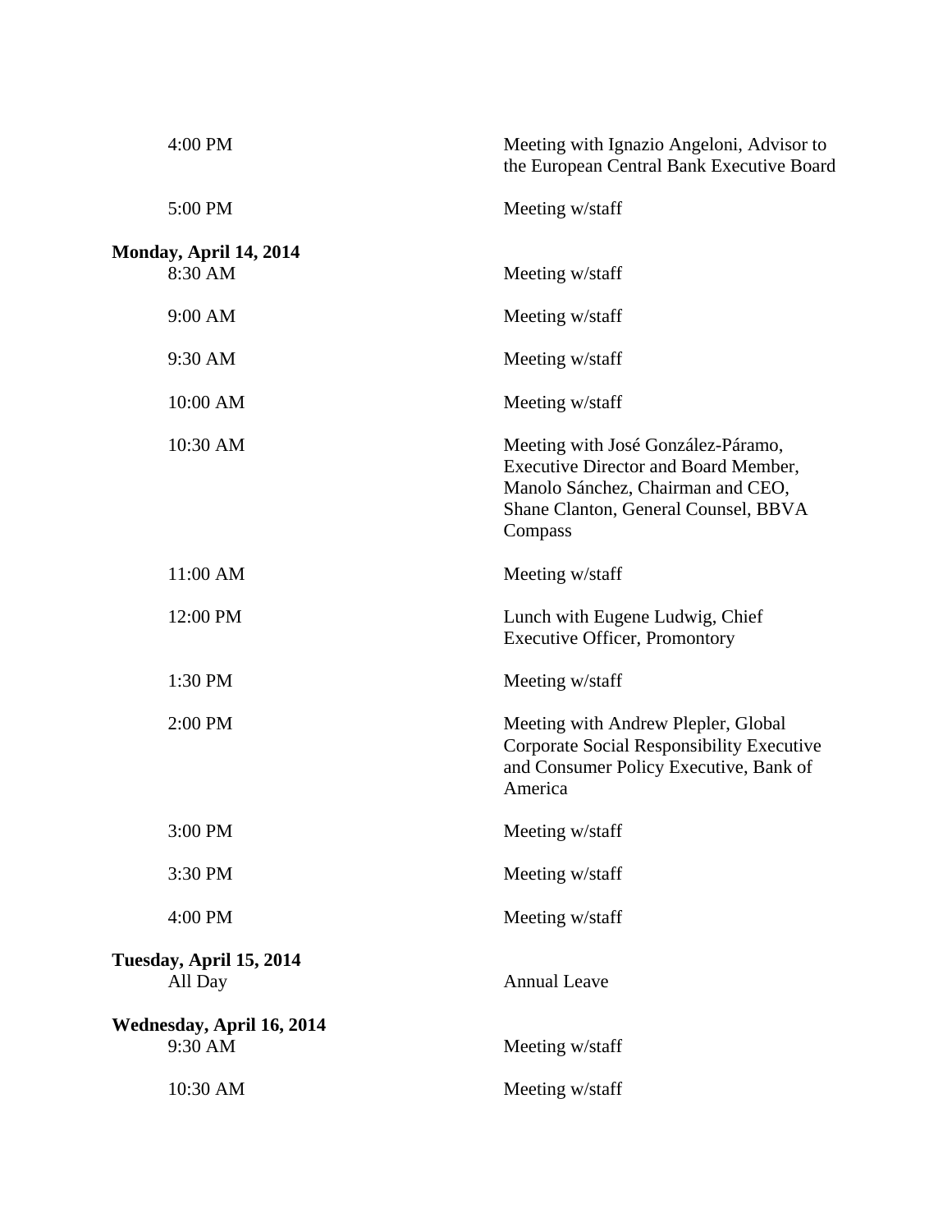| | |
|---|---|
| 4:00 PM | Meeting with Ignazio Angeloni, Advisor to the European Central Bank Executive Board |
| 5:00 PM | Meeting w/staff |

**Monday, April 14, 2014**

| | |
|---|---|
| 8:30 AM | Meeting w/staff |
| 9:00 AM | Meeting w/staff |
| 9:30 AM | Meeting w/staff |
| 10:00 AM | Meeting w/staff |
| 10:30 AM | Meeting with José González-Páramo, Executive Director and Board Member, Manolo Sánchez, Chairman and CEO, Shane Clanton, General Counsel, BBVA Compass |
| 11:00 AM | Meeting w/staff |
| 12:00 PM | Lunch with Eugene Ludwig, Chief Executive Officer, Promontory |
| 1:30 PM | Meeting w/staff |
| 2:00 PM | Meeting with Andrew Plepler, Global Corporate Social Responsibility Executive and Consumer Policy Executive, Bank of America |
| 3:00 PM | Meeting w/staff |
| 3:30 PM | Meeting w/staff |
| 4:00 PM | Meeting w/staff |

**Tuesday, April 15, 2014**

| | |
|---|---|
| All Day | Annual Leave |

**Wednesday, April 16, 2014**

| | |
|---|---|
| 9:30 AM | Meeting w/staff |
| 10:30 AM | Meeting w/staff |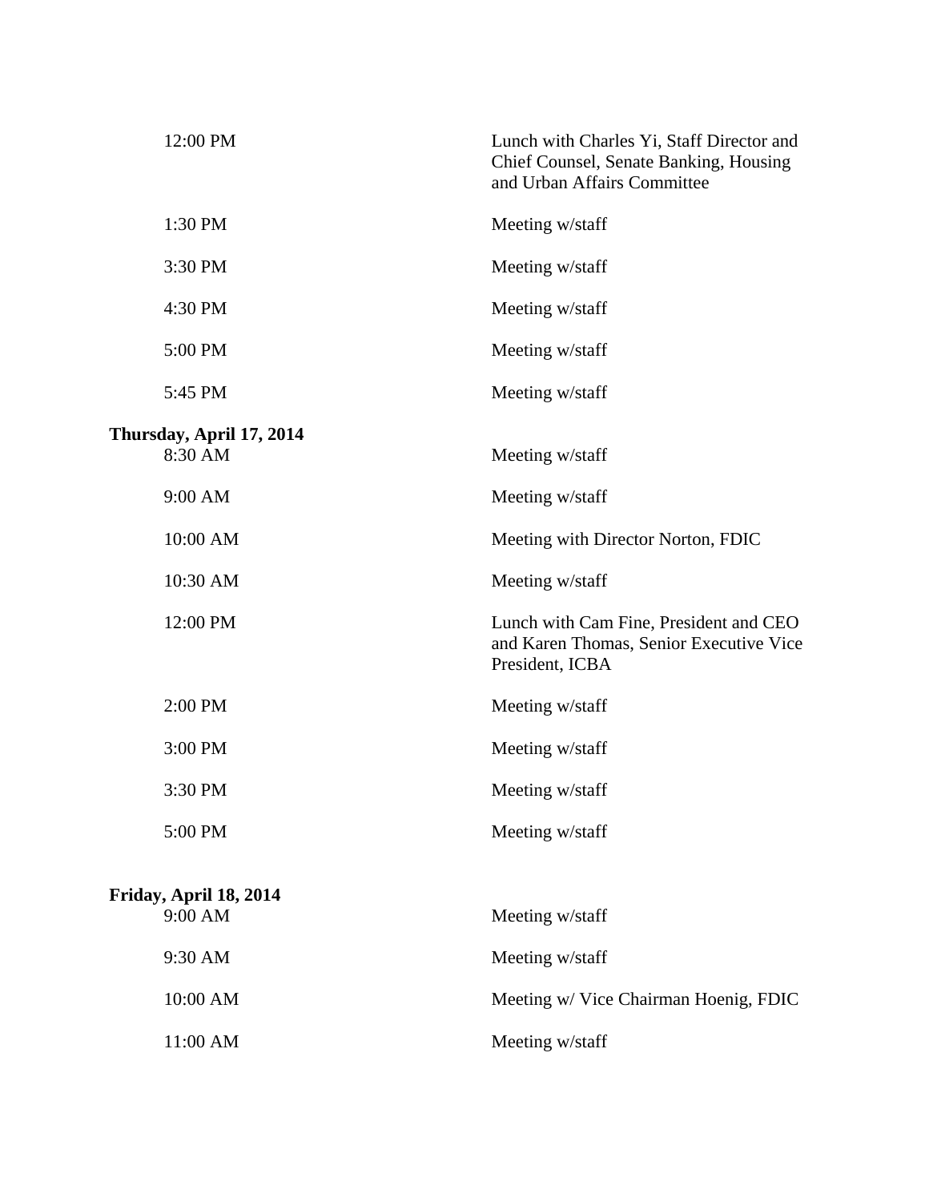| | |
|---|---|
| 12:00 PM | Lunch with Charles Yi, Staff Director and Chief Counsel, Senate Banking, Housing and Urban Affairs Committee |
| 1:30 PM | Meeting w/staff |
| 3:30 PM | Meeting w/staff |
| 4:30 PM | Meeting w/staff |
| 5:00 PM | Meeting w/staff |
| 5:45 PM | Meeting w/staff |

**Thursday, April 17, 2014**

| | |
|---|---|
| 8:30 AM | Meeting w/staff |
| 9:00 AM | Meeting w/staff |
| 10:00 AM | Meeting with Director Norton, FDIC |
| 10:30 AM | Meeting w/staff |
| 12:00 PM | Lunch with Cam Fine, President and CEO and Karen Thomas, Senior Executive Vice President, ICBA |
| 2:00 PM | Meeting w/staff |
| 3:00 PM | Meeting w/staff |
| 3:30 PM | Meeting w/staff |
| 5:00 PM | Meeting w/staff |

**Friday, April 18, 2014**

| | |
|---|---|
| 9:00 AM | Meeting w/staff |
| 9:30 AM | Meeting w/staff |
| 10:00 AM | Meeting w/ Vice Chairman Hoenig, FDIC |
| 11:00 AM | Meeting w/staff |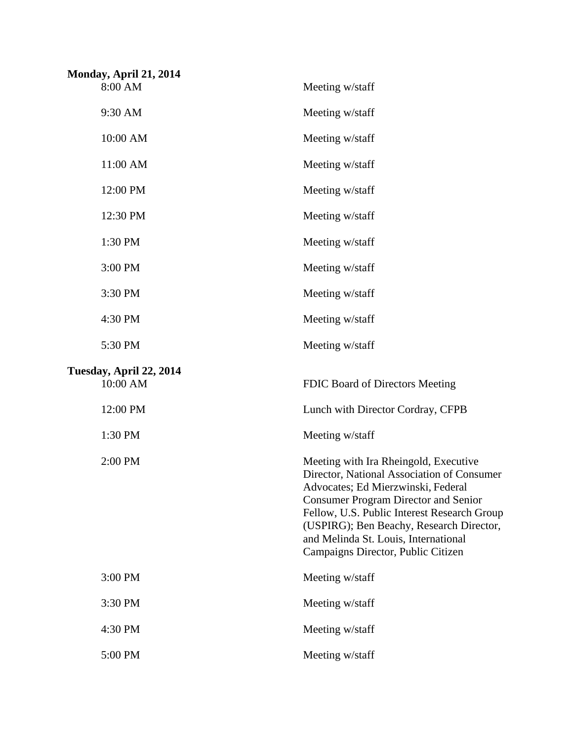**Monday, April 21, 2014**

| | |
|---|---|
| 8:00 AM | Meeting w/staff |
| 9:30 AM | Meeting w/staff |
| 10:00 AM | Meeting w/staff |
| 11:00 AM | Meeting w/staff |
| 12:00 PM | Meeting w/staff |
| 12:30 PM | Meeting w/staff |
| 1:30 PM | Meeting w/staff |
| 3:00 PM | Meeting w/staff |
| 3:30 PM | Meeting w/staff |
| 4:30 PM | Meeting w/staff |
| 5:30 PM | Meeting w/staff |

**Tuesday, April 22, 2014**

| | |
|---|---|
| 10:00 AM | FDIC Board of Directors Meeting |
| 12:00 PM | Lunch with Director Cordray, CFPB |
| 1:30 PM | Meeting w/staff |
| 2:00 PM | Meeting with Ira Rheingold, Executive Director, National Association of Consumer Advocates; Ed Mierzwinski, Federal Consumer Program Director and Senior Fellow, U.S. Public Interest Research Group (USPIRG); Ben Beachy, Research Director, and Melinda St. Louis, International Campaigns Director, Public Citizen |
| 3:00 PM | Meeting w/staff |
| 3:30 PM | Meeting w/staff |
| 4:30 PM | Meeting w/staff |
| 5:00 PM | Meeting w/staff |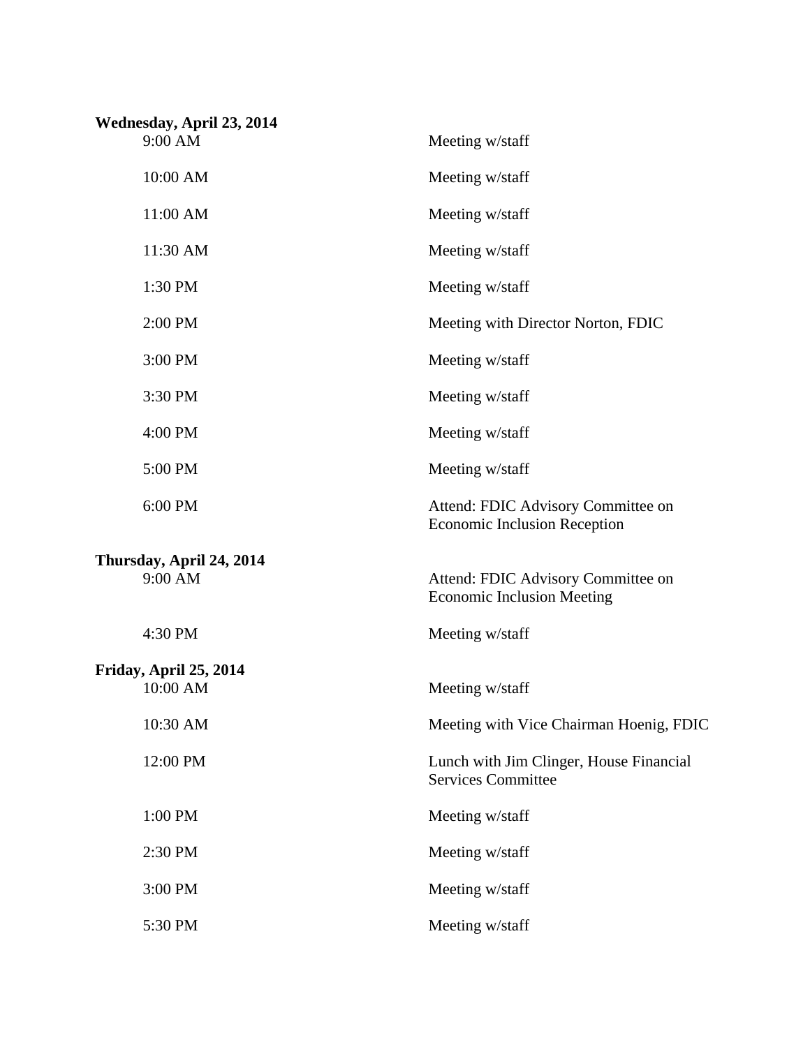**Wednesday, April 23, 2014**

| | |
|---|---|
| 9:00 AM | Meeting w/staff |
| 10:00 AM | Meeting w/staff |
| 11:00 AM | Meeting w/staff |
| 11:30 AM | Meeting w/staff |
| 1:30 PM | Meeting w/staff |
| 2:00 PM | Meeting with Director Norton, FDIC |
| 3:00 PM | Meeting w/staff |
| 3:30 PM | Meeting w/staff |
| 4:00 PM | Meeting w/staff |
| 5:00 PM | Meeting w/staff |
| 6:00 PM | Attend: FDIC Advisory Committee on Economic Inclusion Reception |

**Thursday, April 24, 2014**

| | |
|---|---|
| 9:00 AM | Attend: FDIC Advisory Committee on Economic Inclusion Meeting |
| 4:30 PM | Meeting w/staff |

**Friday, April 25, 2014**

| | |
|---|---|
| 10:00 AM | Meeting w/staff |
| 10:30 AM | Meeting with Vice Chairman Hoenig, FDIC |
| 12:00 PM | Lunch with Jim Clinger, House Financial Services Committee |
| 1:00 PM | Meeting w/staff |
| 2:30 PM | Meeting w/staff |
| 3:00 PM | Meeting w/staff |
| 5:30 PM | Meeting w/staff |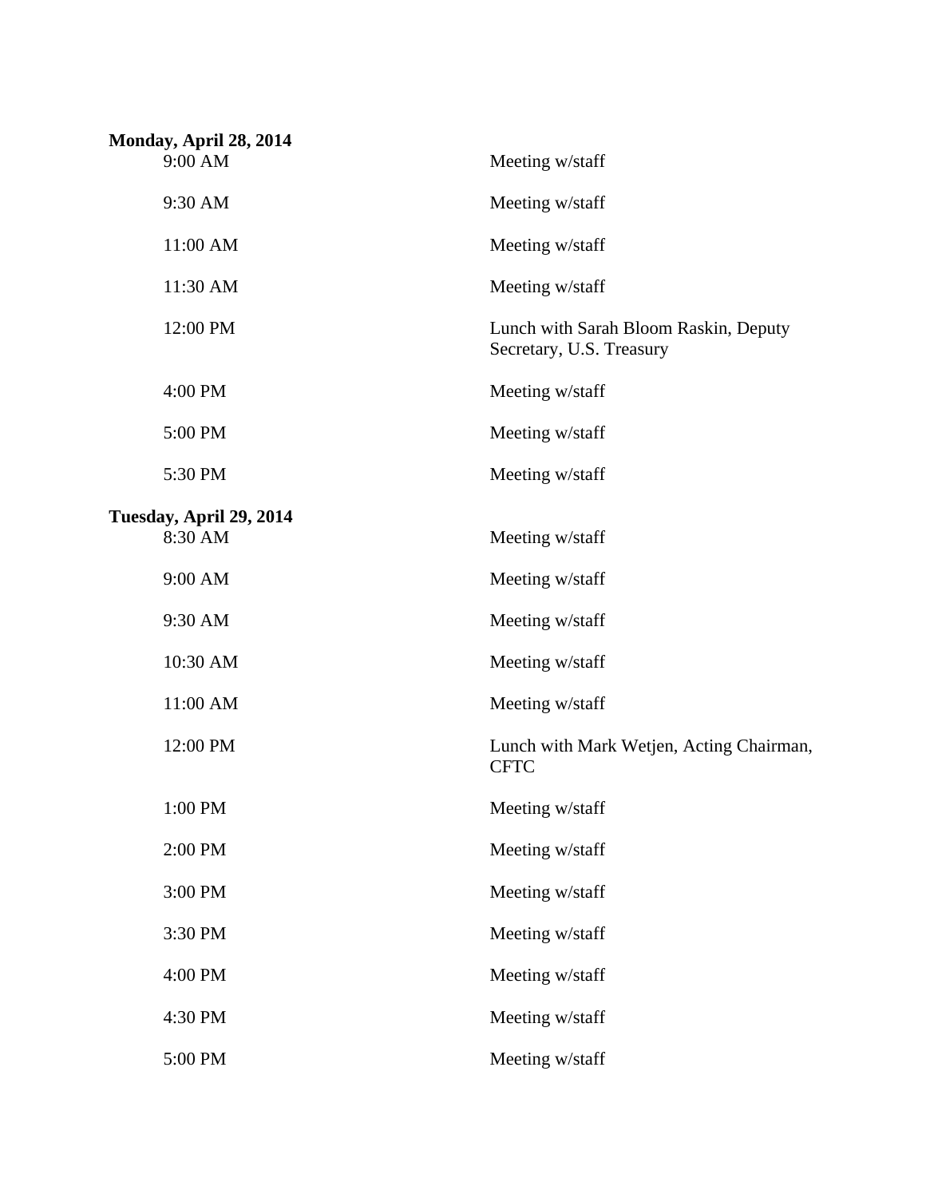**Monday, April 28, 2014**

| | |
|---|---|
| 9:00 AM | Meeting w/staff |
| 9:30 AM | Meeting w/staff |
| 11:00 AM | Meeting w/staff |
| 11:30 AM | Meeting w/staff |
| 12:00 PM | Lunch with Sarah Bloom Raskin, Deputy Secretary, U.S. Treasury |
| 4:00 PM | Meeting w/staff |
| 5:00 PM | Meeting w/staff |
| 5:30 PM | Meeting w/staff |

**Tuesday, April 29, 2014**

| | |
|---|---|
| 8:30 AM | Meeting w/staff |
| 9:00 AM | Meeting w/staff |
| 9:30 AM | Meeting w/staff |
| 10:30 AM | Meeting w/staff |
| 11:00 AM | Meeting w/staff |
| 12:00 PM | Lunch with Mark Wetjen, Acting Chairman, CFTC |
| 1:00 PM | Meeting w/staff |
| 2:00 PM | Meeting w/staff |
| 3:00 PM | Meeting w/staff |
| 3:30 PM | Meeting w/staff |
| 4:00 PM | Meeting w/staff |
| 4:30 PM | Meeting w/staff |
| 5:00 PM | Meeting w/staff |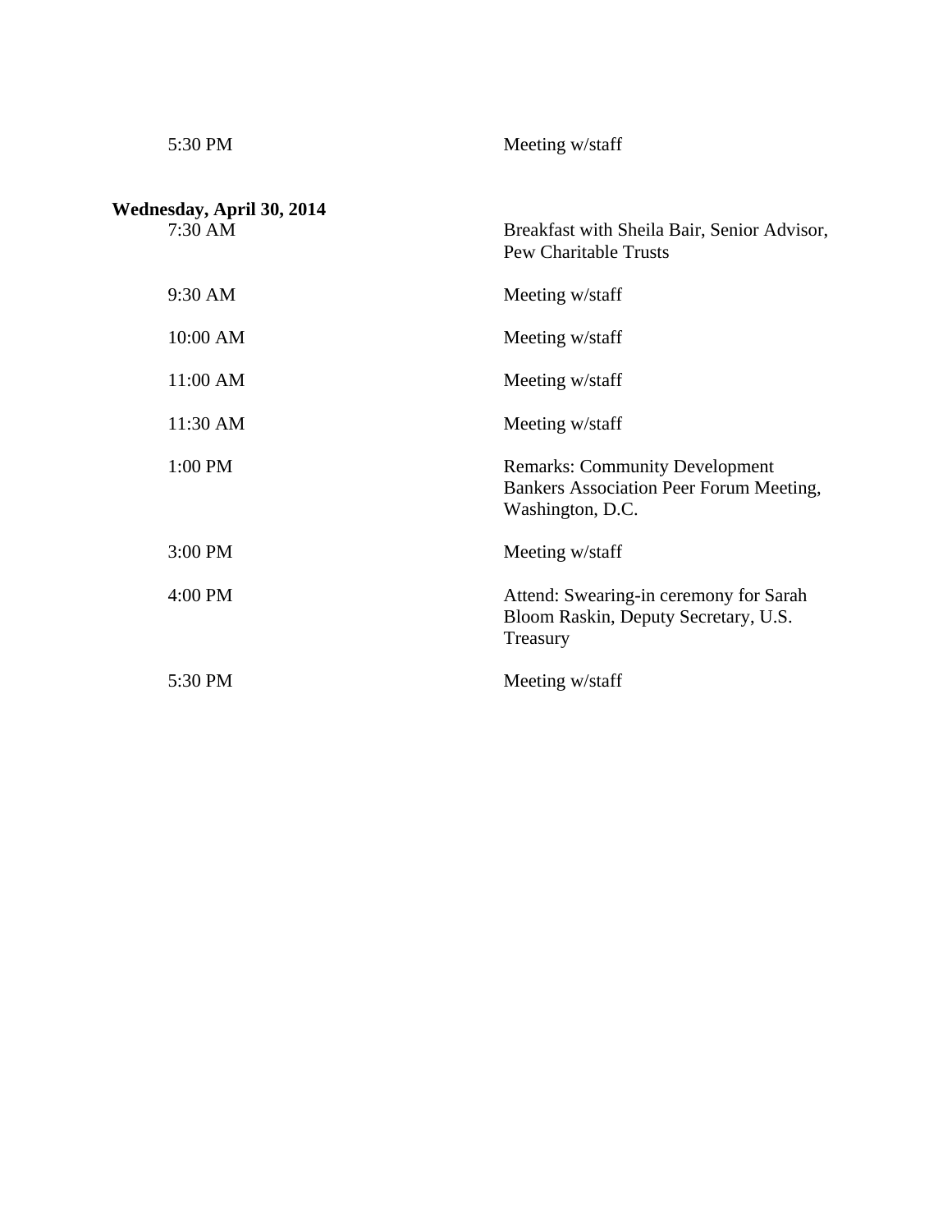| | |
|---|---|
| 5:30 PM | Meeting w/staff |

**Wednesday, April 30, 2014**

| | |
|---|---|
| 7:30 AM | Breakfast with Sheila Bair, Senior Advisor, Pew Charitable Trusts |
| 9:30 AM | Meeting w/staff |
| 10:00 AM | Meeting w/staff |
| 11:00 AM | Meeting w/staff |
| 11:30 AM | Meeting w/staff |
| 1:00 PM | Remarks: Community Development Bankers Association Peer Forum Meeting, Washington, D.C. |
| 3:00 PM | Meeting w/staff |
| 4:00 PM | Attend: Swearing-in ceremony for Sarah Bloom Raskin, Deputy Secretary, U.S. Treasury |
| 5:30 PM | Meeting w/staff |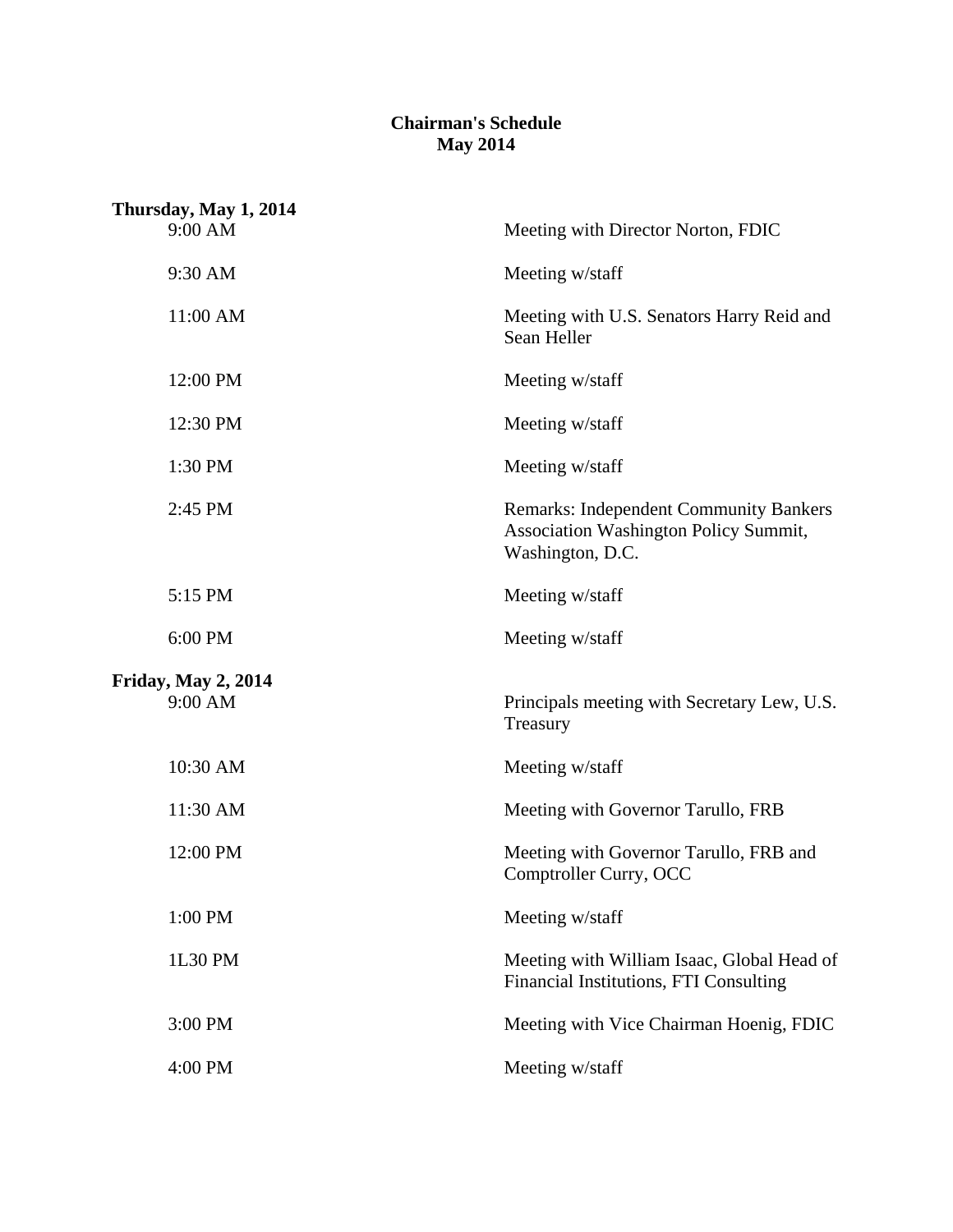# Chairman's Schedule
## May 2014

**Thursday, May 1, 2014**

| | |
|---|---|
| 9:00 AM | Meeting with Director Norton, FDIC |
| 9:30 AM | Meeting w/staff |
| 11:00 AM | Meeting with U.S. Senators Harry Reid and Sean Heller |
| 12:00 PM | Meeting w/staff |
| 12:30 PM | Meeting w/staff |
| 1:30 PM | Meeting w/staff |
| 2:45 PM | Remarks: Independent Community Bankers Association Washington Policy Summit, Washington, D.C. |
| 5:15 PM | Meeting w/staff |
| 6:00 PM | Meeting w/staff |

**Friday, May 2, 2014**

| | |
|---|---|
| 9:00 AM | Principals meeting with Secretary Lew, U.S. Treasury |
| 10:30 AM | Meeting w/staff |
| 11:30 AM | Meeting with Governor Tarullo, FRB |
| 12:00 PM | Meeting with Governor Tarullo, FRB and Comptroller Curry, OCC |
| 1:00 PM | Meeting w/staff |
| 1L30 PM | Meeting with William Isaac, Global Head of Financial Institutions, FTI Consulting |
| 3:00 PM | Meeting with Vice Chairman Hoenig, FDIC |
| 4:00 PM | Meeting w/staff |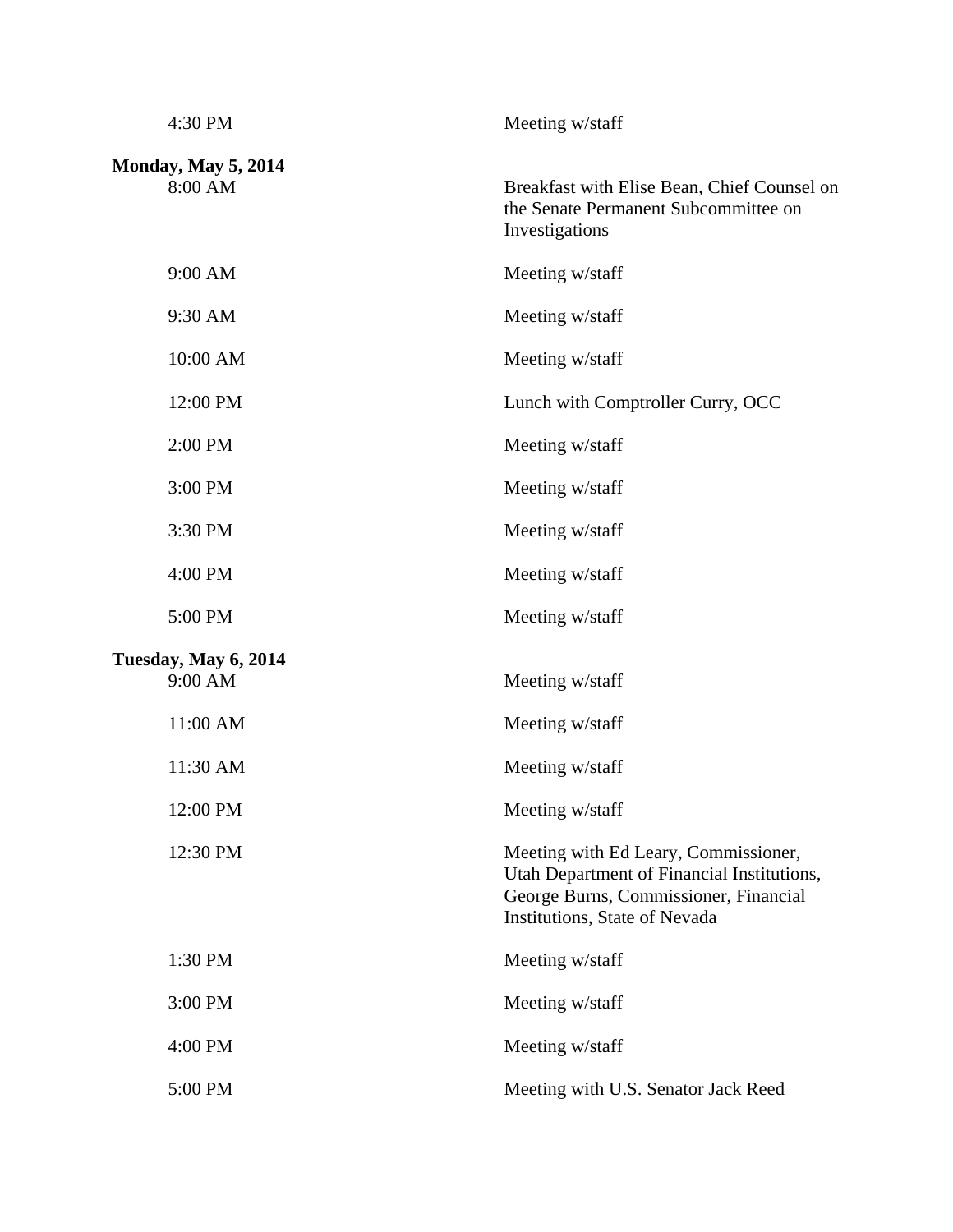| | |
|---|---|
| 4:30 PM | Meeting w/staff |

**Monday, May 5, 2014**

| | |
|---|---|
| 8:00 AM | Breakfast with Elise Bean, Chief Counsel on the Senate Permanent Subcommittee on Investigations |
| 9:00 AM | Meeting w/staff |
| 9:30 AM | Meeting w/staff |
| 10:00 AM | Meeting w/staff |
| 12:00 PM | Lunch with Comptroller Curry, OCC |
| 2:00 PM | Meeting w/staff |
| 3:00 PM | Meeting w/staff |
| 3:30 PM | Meeting w/staff |
| 4:00 PM | Meeting w/staff |
| 5:00 PM | Meeting w/staff |

**Tuesday, May 6, 2014**

| | |
|---|---|
| 9:00 AM | Meeting w/staff |
| 11:00 AM | Meeting w/staff |
| 11:30 AM | Meeting w/staff |
| 12:00 PM | Meeting w/staff |
| 12:30 PM | Meeting with Ed Leary, Commissioner, Utah Department of Financial Institutions, George Burns, Commissioner, Financial Institutions, State of Nevada |
| 1:30 PM | Meeting w/staff |
| 3:00 PM | Meeting w/staff |
| 4:00 PM | Meeting w/staff |
| 5:00 PM | Meeting with U.S. Senator Jack Reed |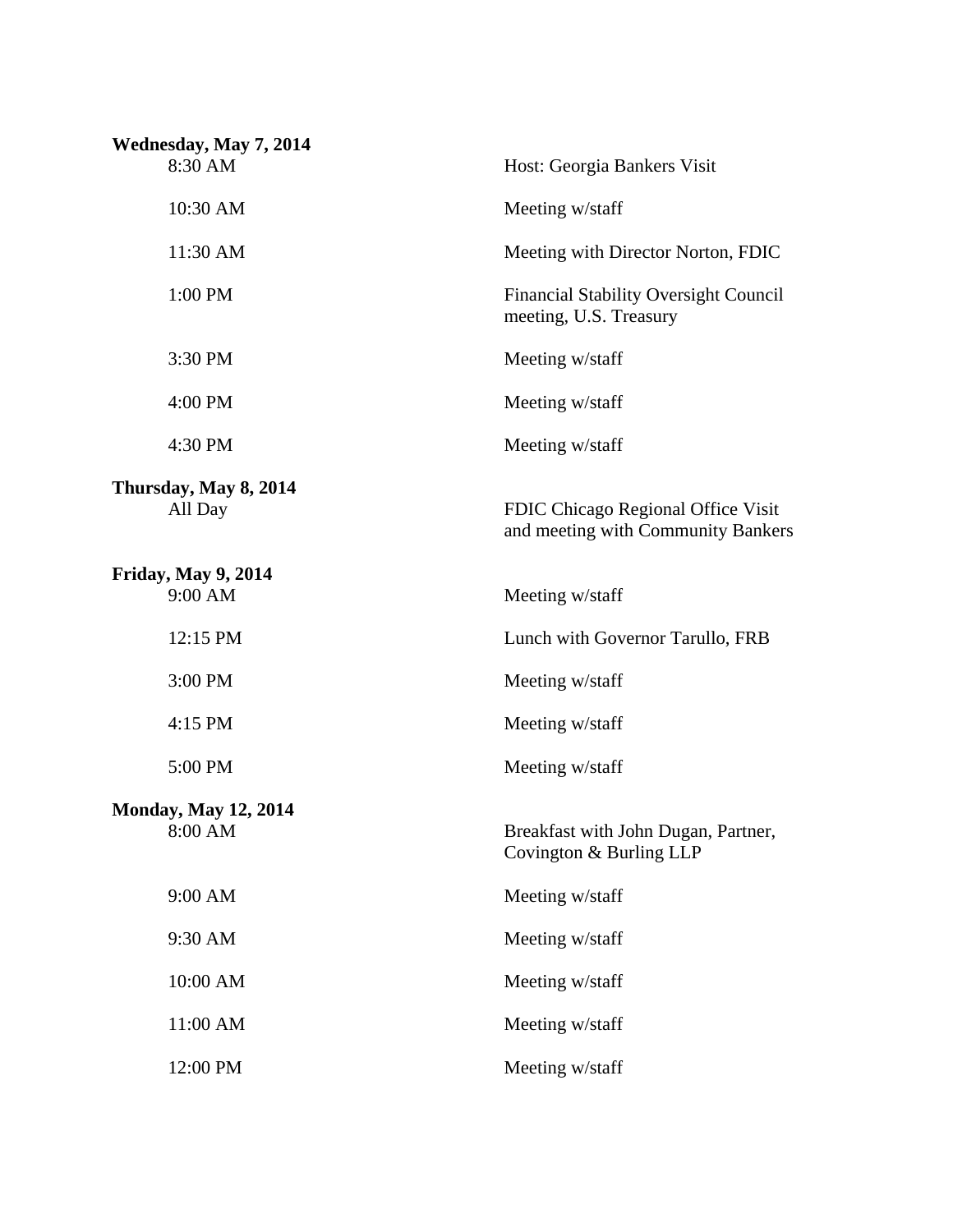**Wednesday, May 7, 2014**

| | |
|---|---|
| 8:30 AM | Host: Georgia Bankers Visit |
| 10:30 AM | Meeting w/staff |
| 11:30 AM | Meeting with Director Norton, FDIC |
| 1:00 PM | Financial Stability Oversight Council meeting, U.S. Treasury |
| 3:30 PM | Meeting w/staff |
| 4:00 PM | Meeting w/staff |
| 4:30 PM | Meeting w/staff |

**Thursday, May 8, 2014**

| | |
|---|---|
| All Day | FDIC Chicago Regional Office Visit and meeting with Community Bankers |

**Friday, May 9, 2014**

| | |
|---|---|
| 9:00 AM | Meeting w/staff |
| 12:15 PM | Lunch with Governor Tarullo, FRB |
| 3:00 PM | Meeting w/staff |
| 4:15 PM | Meeting w/staff |
| 5:00 PM | Meeting w/staff |

**Monday, May 12, 2014**

| | |
|---|---|
| 8:00 AM | Breakfast with John Dugan, Partner, Covington & Burling LLP |
| 9:00 AM | Meeting w/staff |
| 9:30 AM | Meeting w/staff |
| 10:00 AM | Meeting w/staff |
| 11:00 AM | Meeting w/staff |
| 12:00 PM | Meeting w/staff |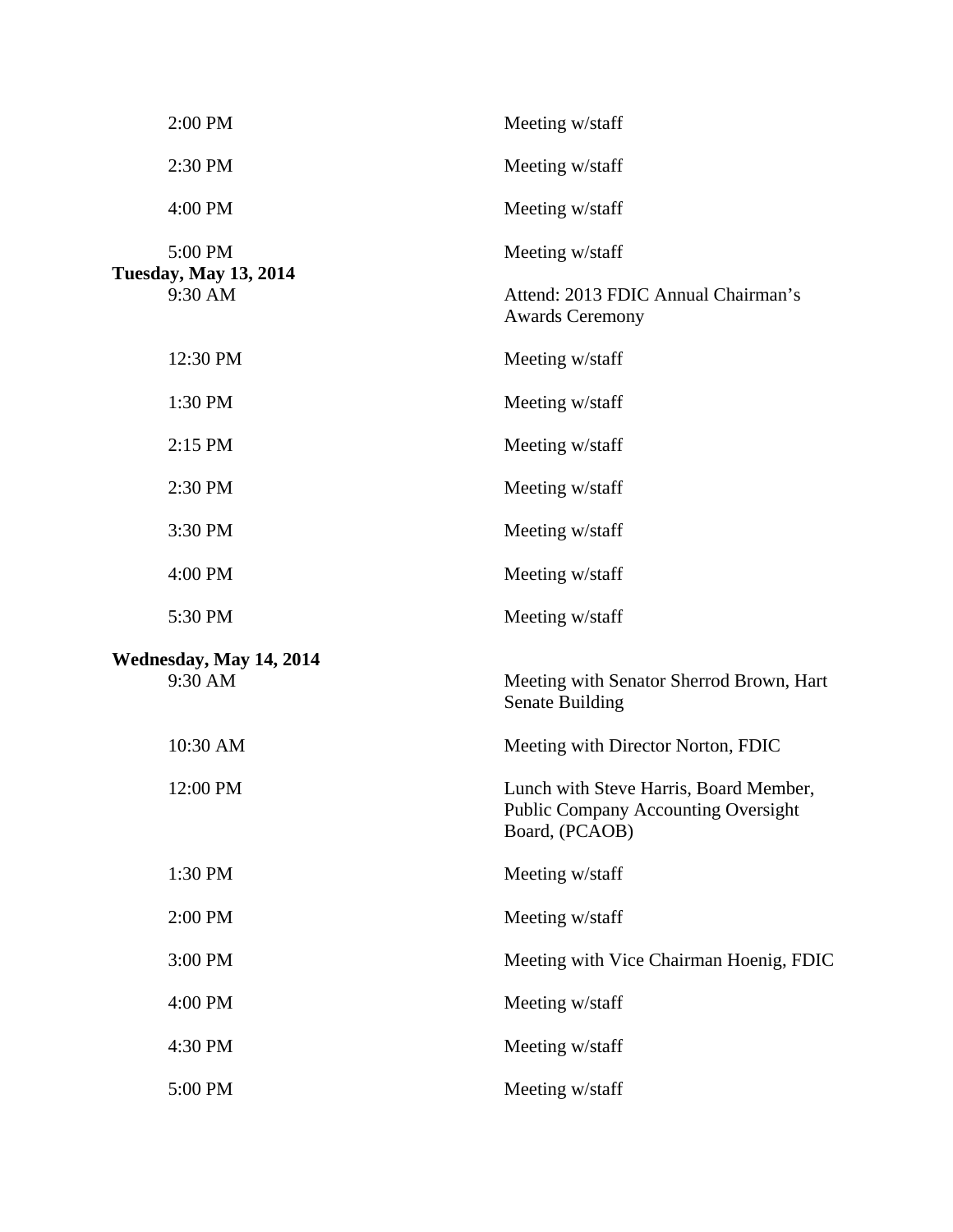| | |
|---|---|
| 2:00 PM | Meeting w/staff |
| 2:30 PM | Meeting w/staff |
| 4:00 PM | Meeting w/staff |
| 5:00 PM | Meeting w/staff |

**Tuesday, May 13, 2014**

| | |
|---|---|
| 9:30 AM | Attend: 2013 FDIC Annual Chairman's Awards Ceremony |
| 12:30 PM | Meeting w/staff |
| 1:30 PM | Meeting w/staff |
| 2:15 PM | Meeting w/staff |
| 2:30 PM | Meeting w/staff |
| 3:30 PM | Meeting w/staff |
| 4:00 PM | Meeting w/staff |
| 5:30 PM | Meeting w/staff |

**Wednesday, May 14, 2014**

| | |
|---|---|
| 9:30 AM | Meeting with Senator Sherrod Brown, Hart Senate Building |
| 10:30 AM | Meeting with Director Norton, FDIC |
| 12:00 PM | Lunch with Steve Harris, Board Member, Public Company Accounting Oversight Board, (PCAOB) |
| 1:30 PM | Meeting w/staff |
| 2:00 PM | Meeting w/staff |
| 3:00 PM | Meeting with Vice Chairman Hoenig, FDIC |
| 4:00 PM | Meeting w/staff |
| 4:30 PM | Meeting w/staff |
| 5:00 PM | Meeting w/staff |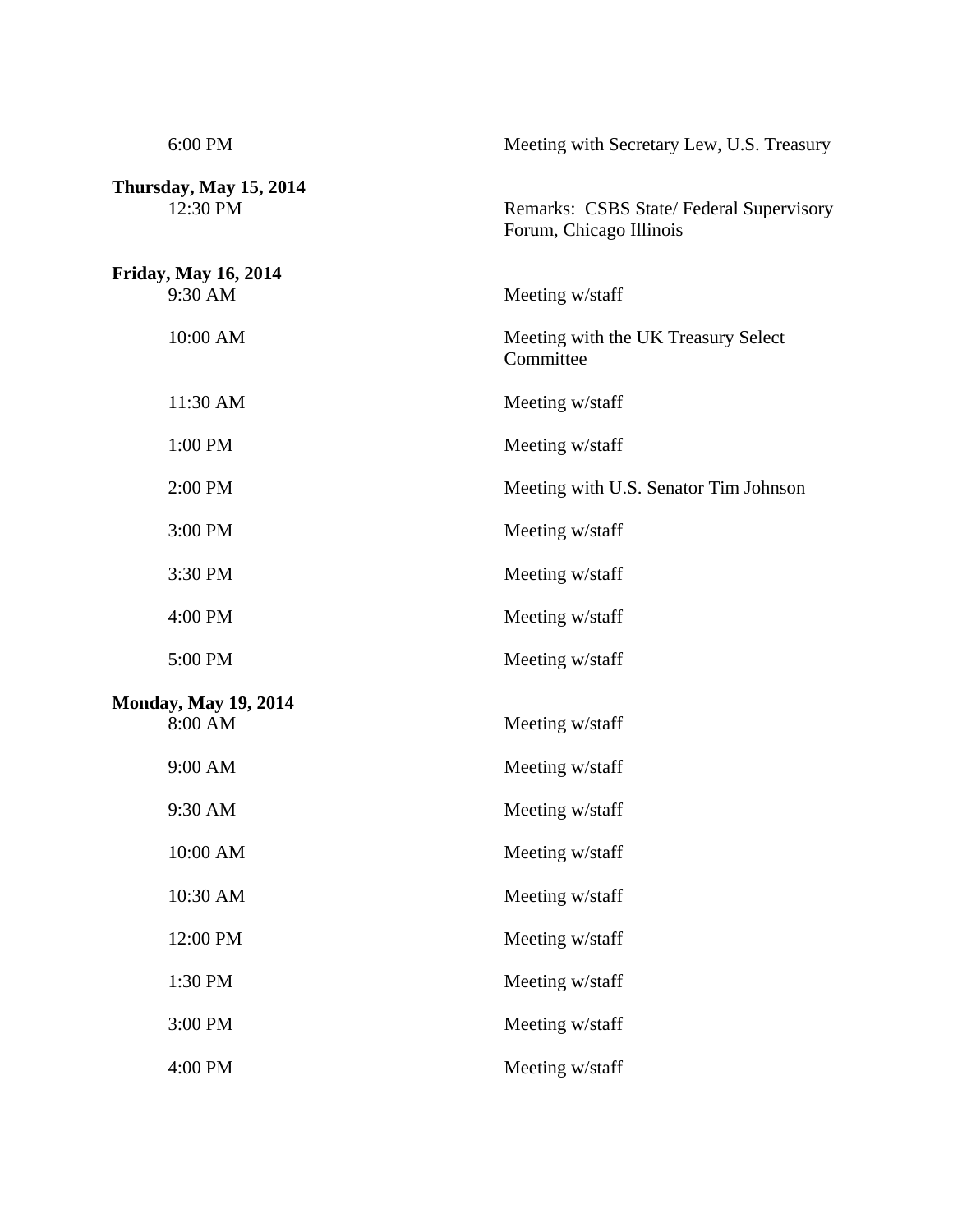| | |
|---|---|
| 6:00 PM | Meeting with Secretary Lew, U.S. Treasury |

**Thursday, May 15, 2014**

| | |
|---|---|
| 12:30 PM | Remarks: CSBS State/ Federal Supervisory Forum, Chicago Illinois |

**Friday, May 16, 2014**

| | |
|---|---|
| 9:30 AM | Meeting w/staff |
| 10:00 AM | Meeting with the UK Treasury Select Committee |
| 11:30 AM | Meeting w/staff |
| 1:00 PM | Meeting w/staff |
| 2:00 PM | Meeting with U.S. Senator Tim Johnson |
| 3:00 PM | Meeting w/staff |
| 3:30 PM | Meeting w/staff |
| 4:00 PM | Meeting w/staff |
| 5:00 PM | Meeting w/staff |

**Monday, May 19, 2014**

| | |
|---|---|
| 8:00 AM | Meeting w/staff |
| 9:00 AM | Meeting w/staff |
| 9:30 AM | Meeting w/staff |
| 10:00 AM | Meeting w/staff |
| 10:30 AM | Meeting w/staff |
| 12:00 PM | Meeting w/staff |
| 1:30 PM | Meeting w/staff |
| 3:00 PM | Meeting w/staff |
| 4:00 PM | Meeting w/staff |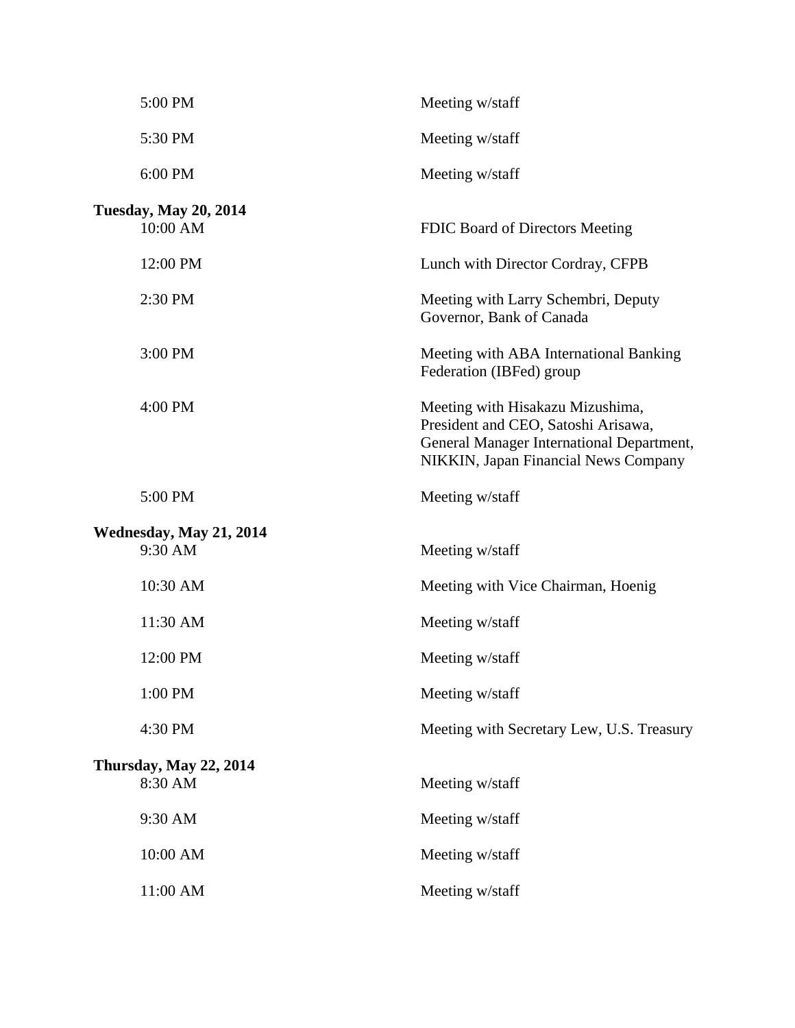| | |
|---|---|
| 5:00 PM | Meeting w/staff |
| 5:30 PM | Meeting w/staff |
| 6:00 PM | Meeting w/staff |

**Tuesday, May 20, 2014**

| | |
|---|---|
| 10:00 AM | FDIC Board of Directors Meeting |
| 12:00 PM | Lunch with Director Cordray, CFPB |
| 2:30 PM | Meeting with Larry Schembri, Deputy Governor, Bank of Canada |
| 3:00 PM | Meeting with ABA International Banking Federation (IBFed) group |
| 4:00 PM | Meeting with Hisakazu Mizushima, President and CEO, Satoshi Arisawa, General Manager International Department, NIKKIN, Japan Financial News Company |
| 5:00 PM | Meeting w/staff |

**Wednesday, May 21, 2014**

| | |
|---|---|
| 9:30 AM | Meeting w/staff |
| 10:30 AM | Meeting with Vice Chairman, Hoenig |
| 11:30 AM | Meeting w/staff |
| 12:00 PM | Meeting w/staff |
| 1:00 PM | Meeting w/staff |
| 4:30 PM | Meeting with Secretary Lew, U.S. Treasury |

**Thursday, May 22, 2014**

| | |
|---|---|
| 8:30 AM | Meeting w/staff |
| 9:30 AM | Meeting w/staff |
| 10:00 AM | Meeting w/staff |
| 11:00 AM | Meeting w/staff |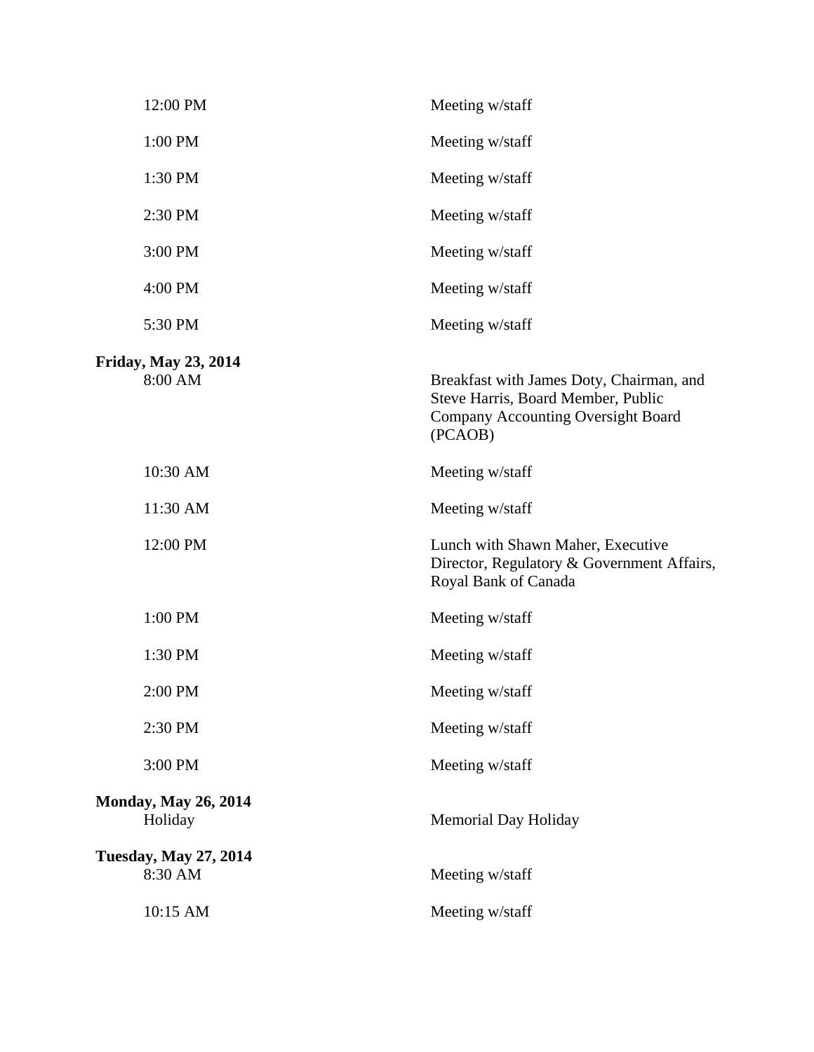| | |
|---|---|
| 12:00 PM | Meeting w/staff |
| 1:00 PM | Meeting w/staff |
| 1:30 PM | Meeting w/staff |
| 2:30 PM | Meeting w/staff |
| 3:00 PM | Meeting w/staff |
| 4:00 PM | Meeting w/staff |
| 5:30 PM | Meeting w/staff |

**Friday, May 23, 2014**

| | |
|---|---|
| 8:00 AM | Breakfast with James Doty, Chairman, and Steve Harris, Board Member, Public Company Accounting Oversight Board (PCAOB) |
| 10:30 AM | Meeting w/staff |
| 11:30 AM | Meeting w/staff |
| 12:00 PM | Lunch with Shawn Maher, Executive Director, Regulatory & Government Affairs, Royal Bank of Canada |
| 1:00 PM | Meeting w/staff |
| 1:30 PM | Meeting w/staff |
| 2:00 PM | Meeting w/staff |
| 2:30 PM | Meeting w/staff |
| 3:00 PM | Meeting w/staff |

**Monday, May 26, 2014**

| | |
|---|---|
| Holiday | Memorial Day Holiday |

**Tuesday, May 27, 2014**

| | |
|---|---|
| 8:30 AM | Meeting w/staff |
| 10:15 AM | Meeting w/staff |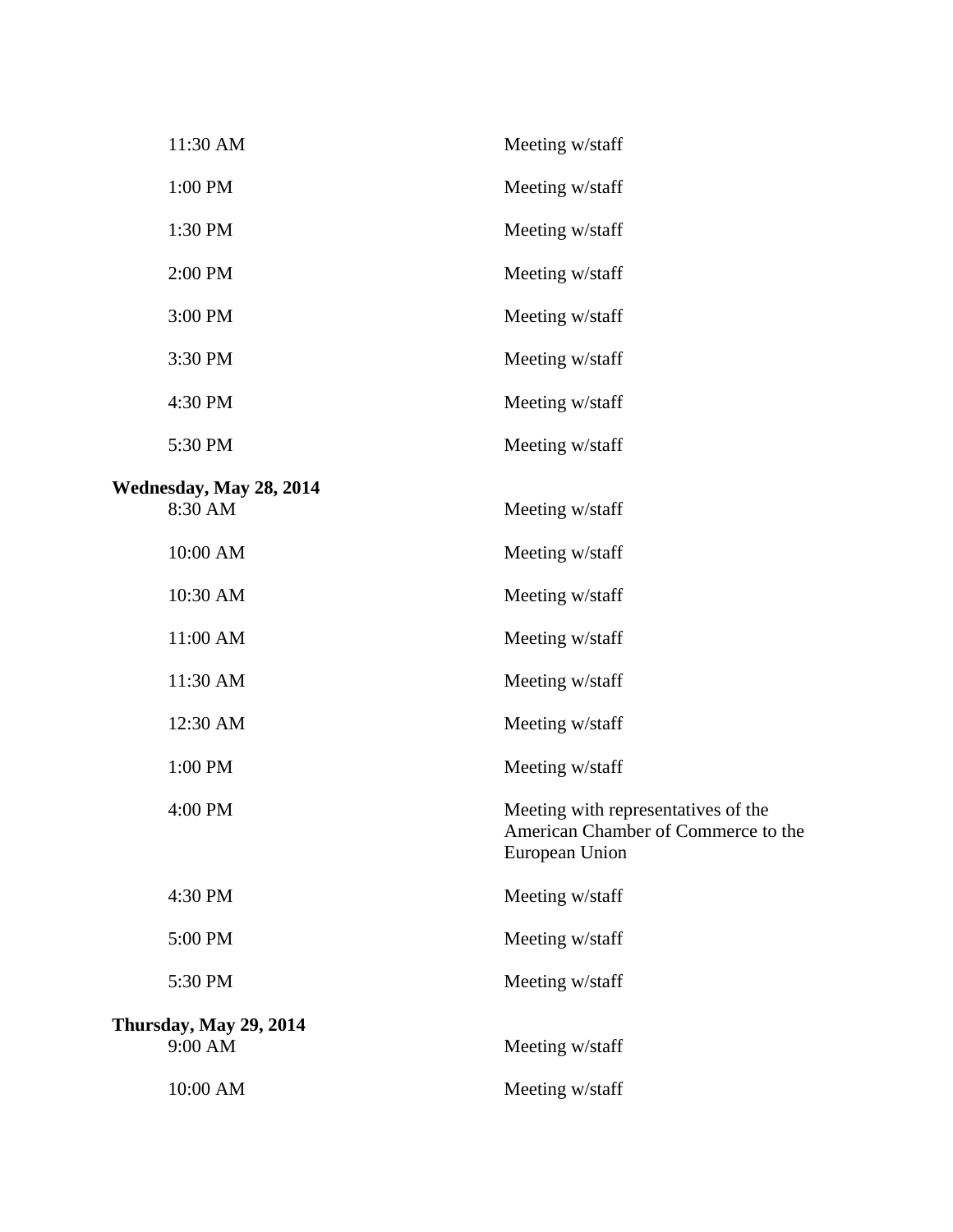| | |
|---|---|
| 11:30 AM | Meeting w/staff |
| 1:00 PM | Meeting w/staff |
| 1:30 PM | Meeting w/staff |
| 2:00 PM | Meeting w/staff |
| 3:00 PM | Meeting w/staff |
| 3:30 PM | Meeting w/staff |
| 4:30 PM | Meeting w/staff |
| 5:30 PM | Meeting w/staff |

**Wednesday, May 28, 2014**

| | |
|---|---|
| 8:30 AM | Meeting w/staff |
| 10:00 AM | Meeting w/staff |
| 10:30 AM | Meeting w/staff |
| 11:00 AM | Meeting w/staff |
| 11:30 AM | Meeting w/staff |
| 12:30 AM | Meeting w/staff |
| 1:00 PM | Meeting w/staff |
| 4:00 PM | Meeting with representatives of the American Chamber of Commerce to the European Union |
| 4:30 PM | Meeting w/staff |
| 5:00 PM | Meeting w/staff |
| 5:30 PM | Meeting w/staff |

**Thursday, May 29, 2014**

| | |
|---|---|
| 9:00 AM | Meeting w/staff |
| 10:00 AM | Meeting w/staff |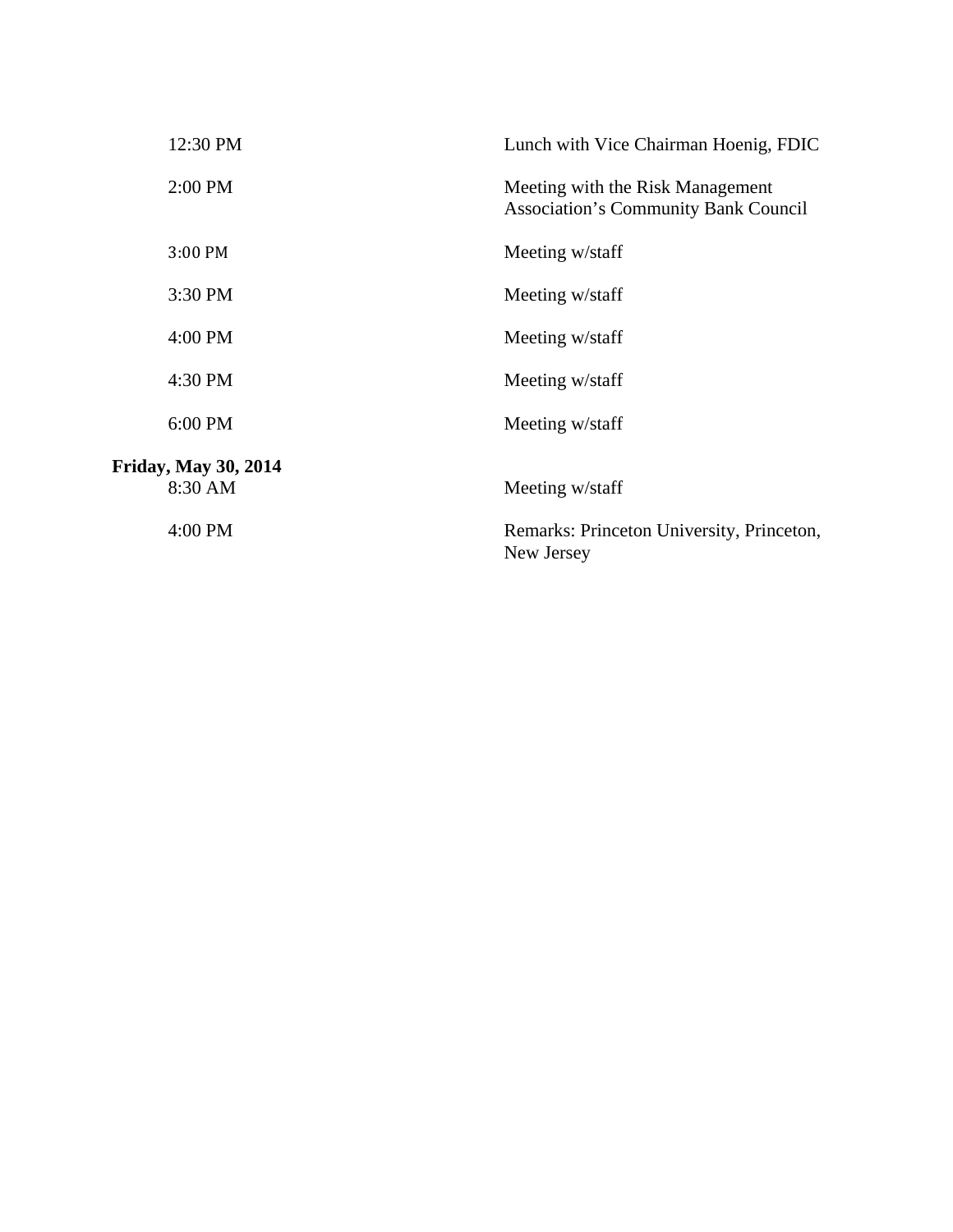| | |
|---|---|
| 12:30 PM | Lunch with Vice Chairman Hoenig, FDIC |
| 2:00 PM | Meeting with the Risk Management Association's Community Bank Council |
| 3:00 PM | Meeting w/staff |
| 3:30 PM | Meeting w/staff |
| 4:00 PM | Meeting w/staff |
| 4:30 PM | Meeting w/staff |
| 6:00 PM | Meeting w/staff |

**Friday, May 30, 2014**

| | |
|---|---|
| 8:30 AM | Meeting w/staff |
| 4:00 PM | Remarks: Princeton University, Princeton, New Jersey |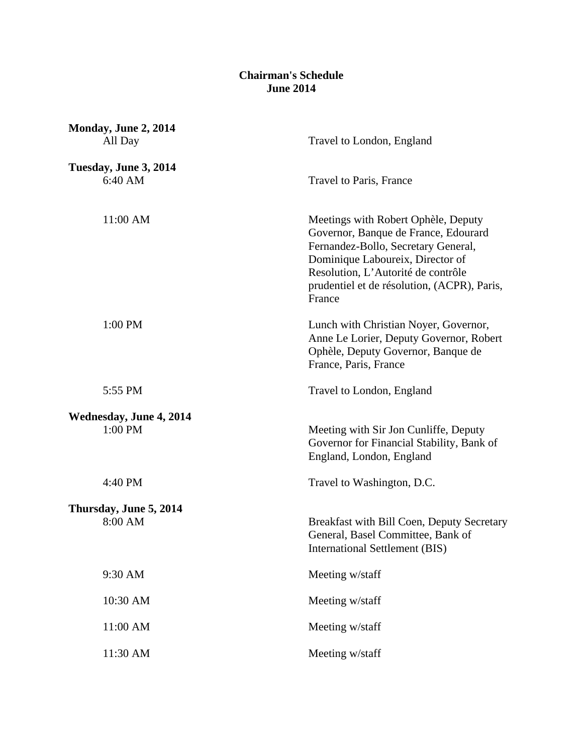# Chairman's Schedule
## June 2014

**Monday, June 2, 2014**

| | |
|---|---|
| All Day | Travel to London, England |

**Tuesday, June 3, 2014**

| | |
|---|---|
| 6:40 AM | Travel to Paris, France |
| 11:00 AM | Meetings with Robert Ophèle, Deputy Governor, Banque de France, Edourard Fernandez-Bollo, Secretary General, Dominique Laboureix, Director of Resolution, L'Autorité de contrôle prudentiel et de résolution, (ACPR), Paris, France |
| 1:00 PM | Lunch with Christian Noyer, Governor, Anne Le Lorier, Deputy Governor, Robert Ophèle, Deputy Governor, Banque de France, Paris, France |
| 5:55 PM | Travel to London, England |

**Wednesday, June 4, 2014**

| | |
|---|---|
| 1:00 PM | Meeting with Sir Jon Cunliffe, Deputy Governor for Financial Stability, Bank of England, London, England |
| 4:40 PM | Travel to Washington, D.C. |

**Thursday, June 5, 2014**

| | |
|---|---|
| 8:00 AM | Breakfast with Bill Coen, Deputy Secretary General, Basel Committee, Bank of International Settlement (BIS) |
| 9:30 AM | Meeting w/staff |
| 10:30 AM | Meeting w/staff |
| 11:00 AM | Meeting w/staff |
| 11:30 AM | Meeting w/staff |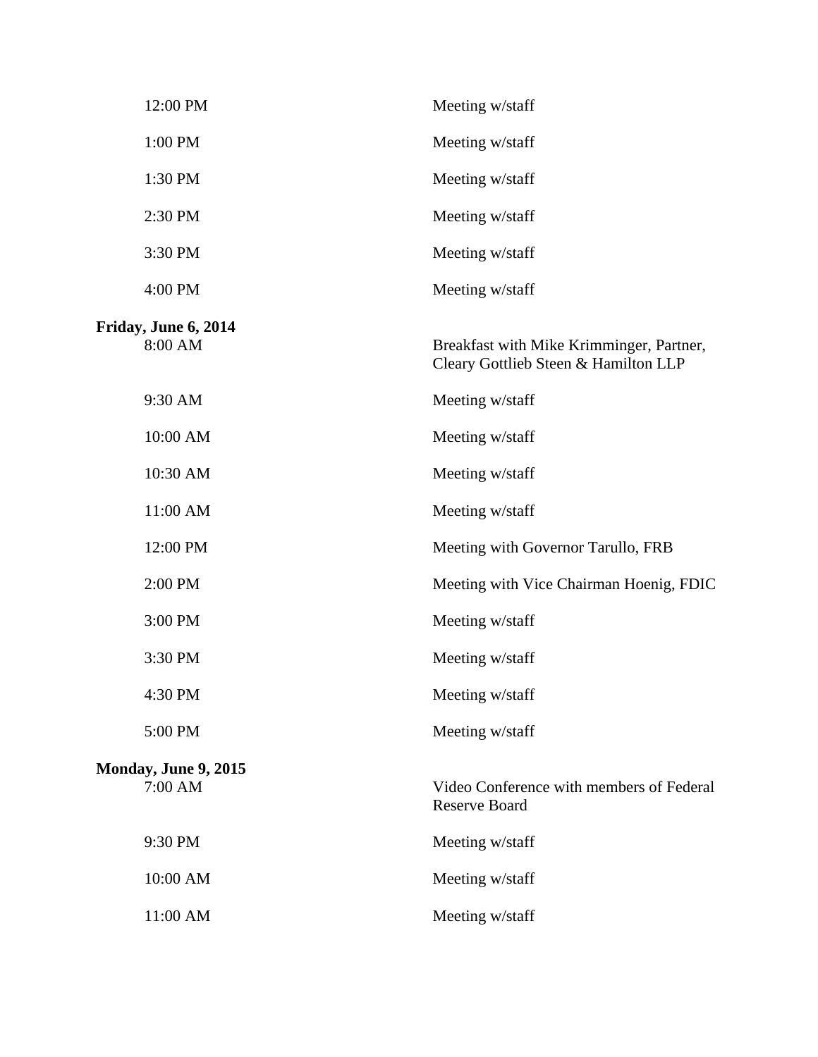| | |
|---|---|
| 12:00 PM | Meeting w/staff |
| 1:00 PM | Meeting w/staff |
| 1:30 PM | Meeting w/staff |
| 2:30 PM | Meeting w/staff |
| 3:30 PM | Meeting w/staff |
| 4:00 PM | Meeting w/staff |

**Friday, June 6, 2014**

| | |
|---|---|
| 8:00 AM | Breakfast with Mike Krimminger, Partner, Cleary Gottlieb Steen & Hamilton LLP |
| 9:30 AM | Meeting w/staff |
| 10:00 AM | Meeting w/staff |
| 10:30 AM | Meeting w/staff |
| 11:00 AM | Meeting w/staff |
| 12:00 PM | Meeting with Governor Tarullo, FRB |
| 2:00 PM | Meeting with Vice Chairman Hoenig, FDIC |
| 3:00 PM | Meeting w/staff |
| 3:30 PM | Meeting w/staff |
| 4:30 PM | Meeting w/staff |
| 5:00 PM | Meeting w/staff |

**Monday, June 9, 2015**

| | |
|---|---|
| 7:00 AM | Video Conference with members of Federal Reserve Board |
| 9:30 PM | Meeting w/staff |
| 10:00 AM | Meeting w/staff |
| 11:00 AM | Meeting w/staff |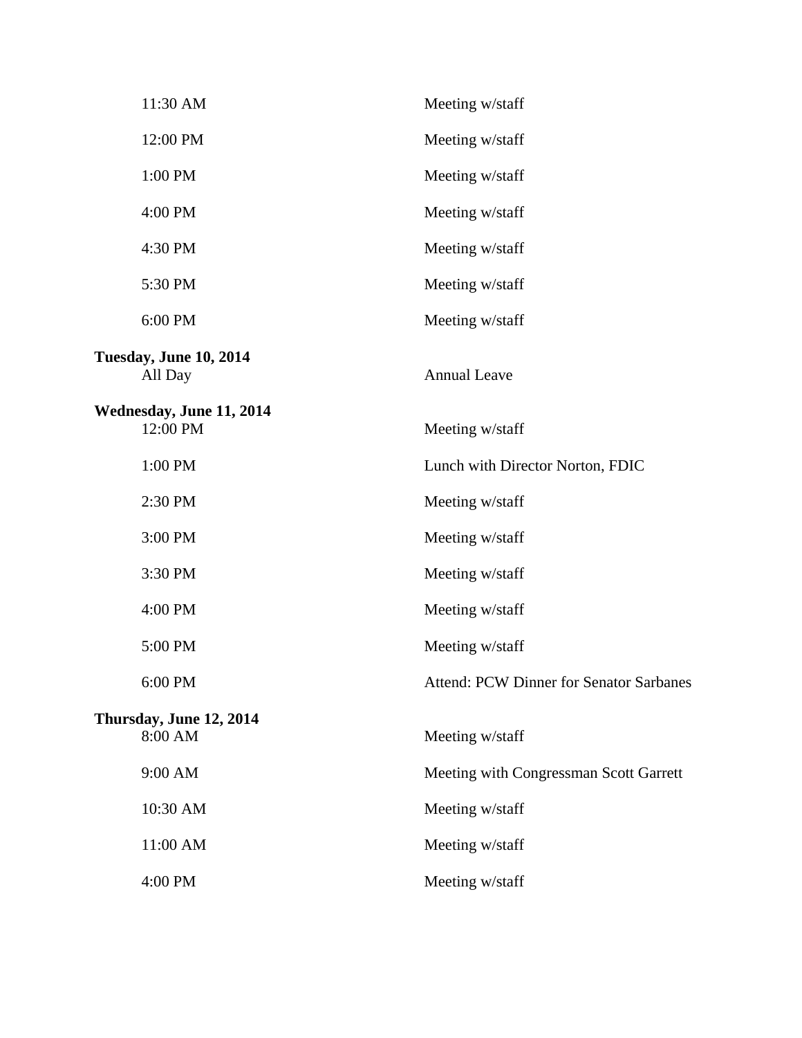| | |
|---|---|
| 11:30 AM | Meeting w/staff |
| 12:00 PM | Meeting w/staff |
| 1:00 PM | Meeting w/staff |
| 4:00 PM | Meeting w/staff |
| 4:30 PM | Meeting w/staff |
| 5:30 PM | Meeting w/staff |
| 6:00 PM | Meeting w/staff |

**Tuesday, June 10, 2014**

| | |
|---|---|
| All Day | Annual Leave |

**Wednesday, June 11, 2014**

| | |
|---|---|
| 12:00 PM | Meeting w/staff |
| 1:00 PM | Lunch with Director Norton, FDIC |
| 2:30 PM | Meeting w/staff |
| 3:00 PM | Meeting w/staff |
| 3:30 PM | Meeting w/staff |
| 4:00 PM | Meeting w/staff |
| 5:00 PM | Meeting w/staff |
| 6:00 PM | Attend: PCW Dinner for Senator Sarbanes |

**Thursday, June 12, 2014**

| | |
|---|---|
| 8:00 AM | Meeting w/staff |
| 9:00 AM | Meeting with Congressman Scott Garrett |
| 10:30 AM | Meeting w/staff |
| 11:00 AM | Meeting w/staff |
| 4:00 PM | Meeting w/staff |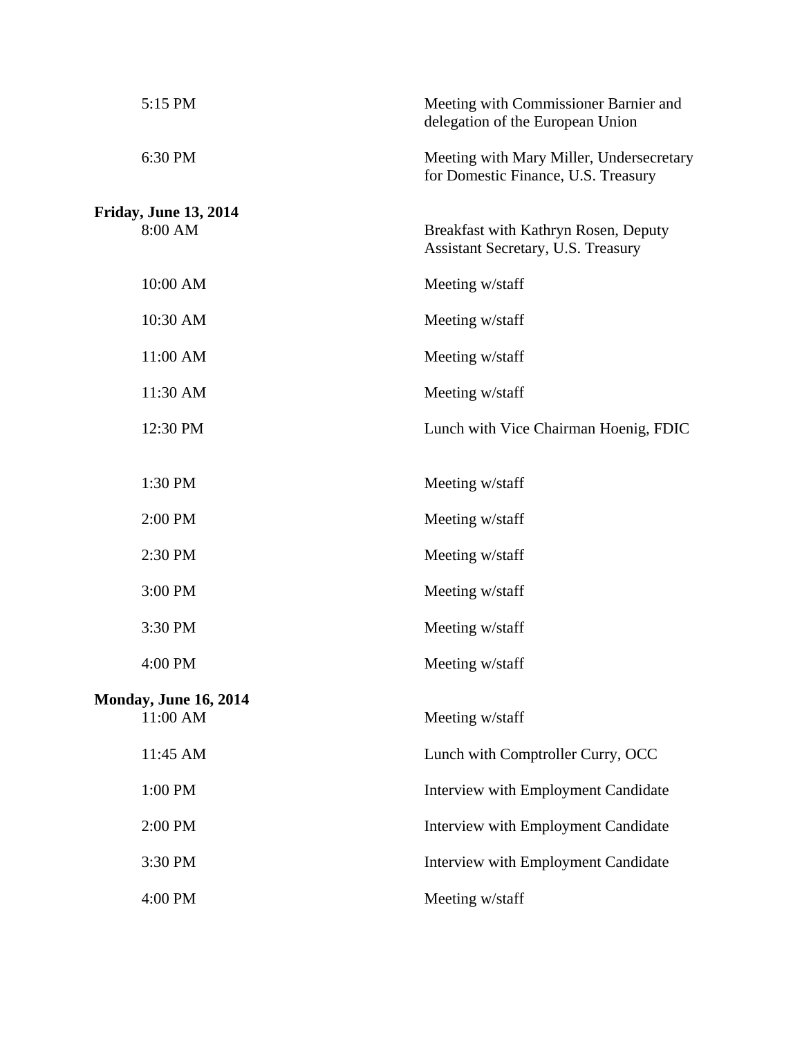| | |
|---|---|
| 5:15 PM | Meeting with Commissioner Barnier and delegation of the European Union |
| 6:30 PM | Meeting with Mary Miller, Undersecretary for Domestic Finance, U.S. Treasury |

**Friday, June 13, 2014**

| | |
|---|---|
| 8:00 AM | Breakfast with Kathryn Rosen, Deputy Assistant Secretary, U.S. Treasury |
| 10:00 AM | Meeting w/staff |
| 10:30 AM | Meeting w/staff |
| 11:00 AM | Meeting w/staff |
| 11:30 AM | Meeting w/staff |
| 12:30 PM | Lunch with Vice Chairman Hoenig, FDIC |
| 1:30 PM | Meeting w/staff |
| 2:00 PM | Meeting w/staff |
| 2:30 PM | Meeting w/staff |
| 3:00 PM | Meeting w/staff |
| 3:30 PM | Meeting w/staff |
| 4:00 PM | Meeting w/staff |

**Monday, June 16, 2014**

| | |
|---|---|
| 11:00 AM | Meeting w/staff |
| 11:45 AM | Lunch with Comptroller Curry, OCC |
| 1:00 PM | Interview with Employment Candidate |
| 2:00 PM | Interview with Employment Candidate |
| 3:30 PM | Interview with Employment Candidate |
| 4:00 PM | Meeting w/staff |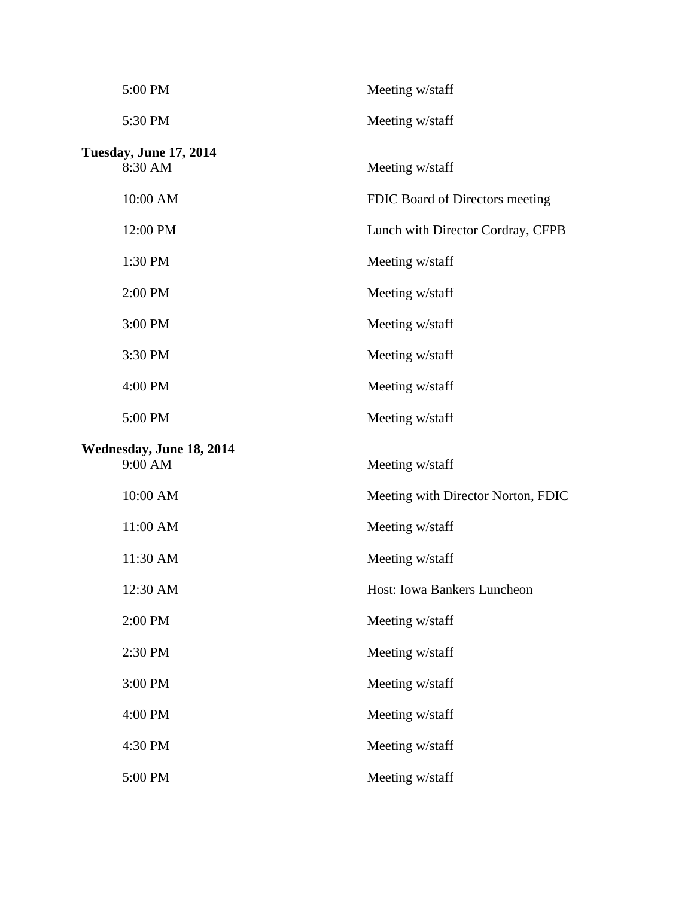| | |
|---|---|
| 5:00 PM | Meeting w/staff |
| 5:30 PM | Meeting w/staff |

**Tuesday, June 17, 2014**

| | |
|---|---|
| 8:30 AM | Meeting w/staff |
| 10:00 AM | FDIC Board of Directors meeting |
| 12:00 PM | Lunch with Director Cordray, CFPB |
| 1:30 PM | Meeting w/staff |
| 2:00 PM | Meeting w/staff |
| 3:00 PM | Meeting w/staff |
| 3:30 PM | Meeting w/staff |
| 4:00 PM | Meeting w/staff |
| 5:00 PM | Meeting w/staff |

**Wednesday, June 18, 2014**

| | |
|---|---|
| 9:00 AM | Meeting w/staff |
| 10:00 AM | Meeting with Director Norton, FDIC |
| 11:00 AM | Meeting w/staff |
| 11:30 AM | Meeting w/staff |
| 12:30 AM | Host: Iowa Bankers Luncheon |
| 2:00 PM | Meeting w/staff |
| 2:30 PM | Meeting w/staff |
| 3:00 PM | Meeting w/staff |
| 4:00 PM | Meeting w/staff |
| 4:30 PM | Meeting w/staff |
| 5:00 PM | Meeting w/staff |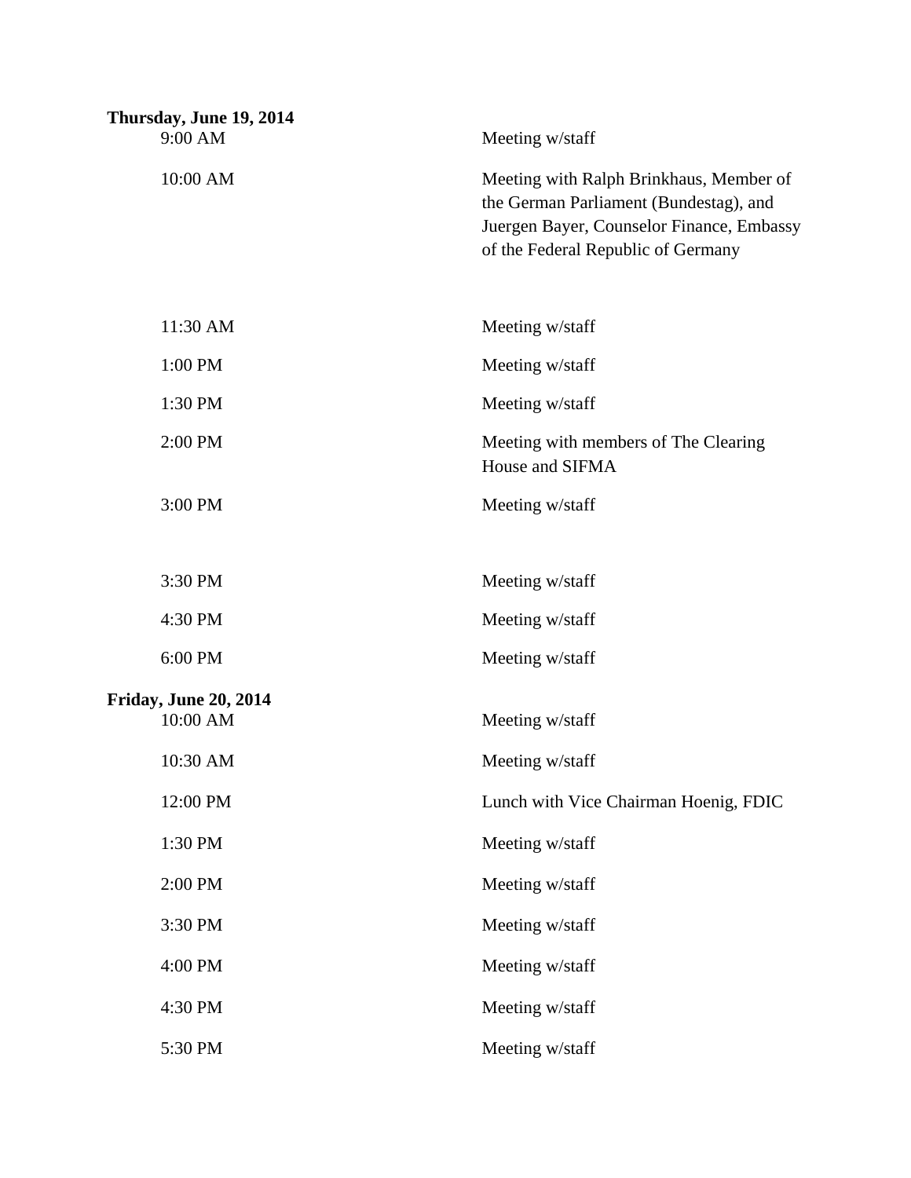**Thursday, June 19, 2014**

| | |
|---|---|
| 9:00 AM | Meeting w/staff |
| 10:00 AM | Meeting with Ralph Brinkhaus, Member of the German Parliament (Bundestag), and Juergen Bayer, Counselor Finance, Embassy of the Federal Republic of Germany |
| 11:30 AM | Meeting w/staff |
| 1:00 PM | Meeting w/staff |
| 1:30 PM | Meeting w/staff |
| 2:00 PM | Meeting with members of The Clearing House and SIFMA |
| 3:00 PM | Meeting w/staff |
| 3:30 PM | Meeting w/staff |
| 4:30 PM | Meeting w/staff |
| 6:00 PM | Meeting w/staff |

**Friday, June 20, 2014**

| | |
|---|---|
| 10:00 AM | Meeting w/staff |
| 10:30 AM | Meeting w/staff |
| 12:00 PM | Lunch with Vice Chairman Hoenig, FDIC |
| 1:30 PM | Meeting w/staff |
| 2:00 PM | Meeting w/staff |
| 3:30 PM | Meeting w/staff |
| 4:00 PM | Meeting w/staff |
| 4:30 PM | Meeting w/staff |
| 5:30 PM | Meeting w/staff |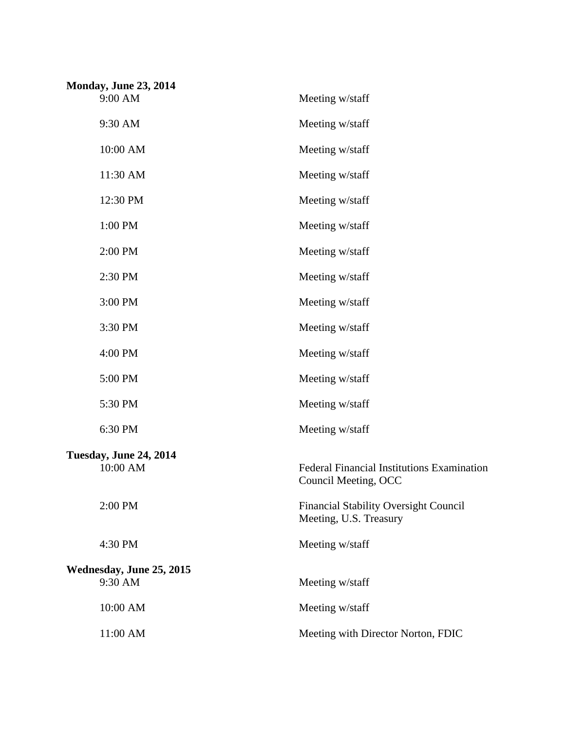**Monday, June 23, 2014**

| | |
|---|---|
| 9:00 AM | Meeting w/staff |
| 9:30 AM | Meeting w/staff |
| 10:00 AM | Meeting w/staff |
| 11:30 AM | Meeting w/staff |
| 12:30 PM | Meeting w/staff |
| 1:00 PM | Meeting w/staff |
| 2:00 PM | Meeting w/staff |
| 2:30 PM | Meeting w/staff |
| 3:00 PM | Meeting w/staff |
| 3:30 PM | Meeting w/staff |
| 4:00 PM | Meeting w/staff |
| 5:00 PM | Meeting w/staff |
| 5:30 PM | Meeting w/staff |
| 6:30 PM | Meeting w/staff |

**Tuesday, June 24, 2014**

| | |
|---|---|
| 10:00 AM | Federal Financial Institutions Examination Council Meeting, OCC |
| 2:00 PM | Financial Stability Oversight Council Meeting, U.S. Treasury |
| 4:30 PM | Meeting w/staff |

**Wednesday, June 25, 2015**

| | |
|---|---|
| 9:30 AM | Meeting w/staff |
| 10:00 AM | Meeting w/staff |
| 11:00 AM | Meeting with Director Norton, FDIC |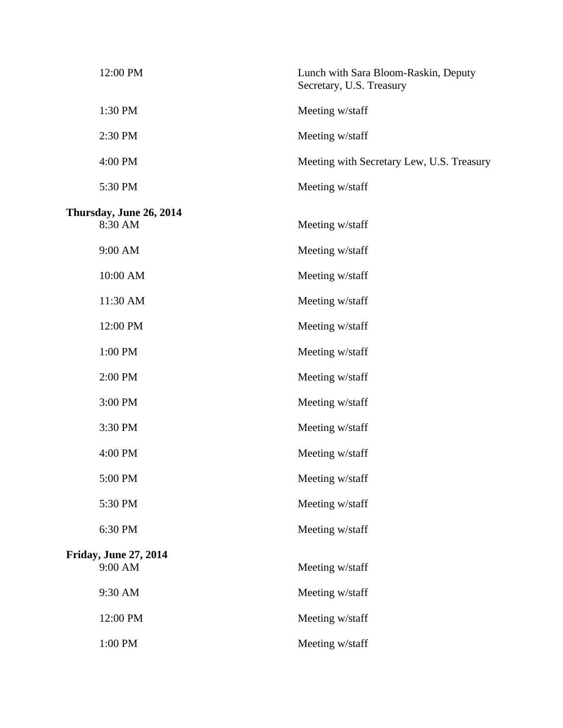| | |
|---|---|
| 12:00 PM | Lunch with Sara Bloom-Raskin, Deputy Secretary, U.S. Treasury |
| 1:30 PM | Meeting w/staff |
| 2:30 PM | Meeting w/staff |
| 4:00 PM | Meeting with Secretary Lew, U.S. Treasury |
| 5:30 PM | Meeting w/staff |

**Thursday, June 26, 2014**

| | |
|---|---|
| 8:30 AM | Meeting w/staff |
| 9:00 AM | Meeting w/staff |
| 10:00 AM | Meeting w/staff |
| 11:30 AM | Meeting w/staff |
| 12:00 PM | Meeting w/staff |
| 1:00 PM | Meeting w/staff |
| 2:00 PM | Meeting w/staff |
| 3:00 PM | Meeting w/staff |
| 3:30 PM | Meeting w/staff |
| 4:00 PM | Meeting w/staff |
| 5:00 PM | Meeting w/staff |
| 5:30 PM | Meeting w/staff |
| 6:30 PM | Meeting w/staff |

**Friday, June 27, 2014**

| | |
|---|---|
| 9:00 AM | Meeting w/staff |
| 9:30 AM | Meeting w/staff |
| 12:00 PM | Meeting w/staff |
| 1:00 PM | Meeting w/staff |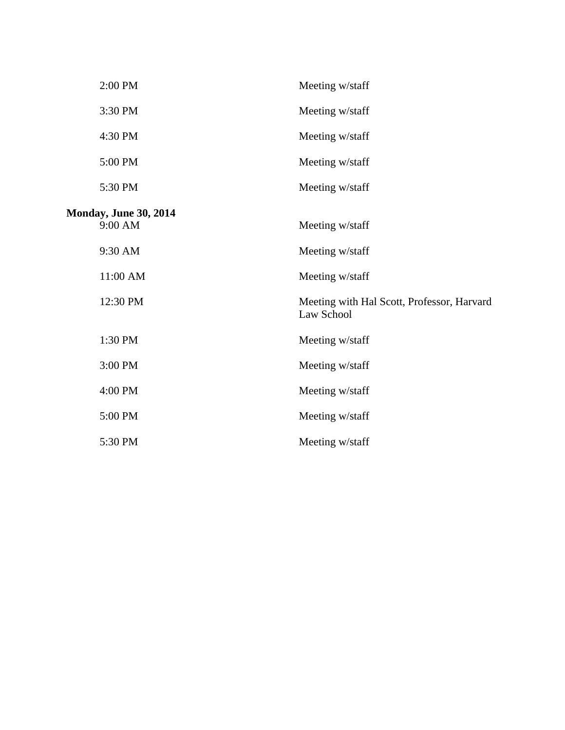| | |
|---|---|
| 2:00 PM | Meeting w/staff |
| 3:30 PM | Meeting w/staff |
| 4:30 PM | Meeting w/staff |
| 5:00 PM | Meeting w/staff |
| 5:30 PM | Meeting w/staff |

**Monday, June 30, 2014**

| | |
|---|---|
| 9:00 AM | Meeting w/staff |
| 9:30 AM | Meeting w/staff |
| 11:00 AM | Meeting w/staff |
| 12:30 PM | Meeting with Hal Scott, Professor, Harvard Law School |
| 1:30 PM | Meeting w/staff |
| 3:00 PM | Meeting w/staff |
| 4:00 PM | Meeting w/staff |
| 5:00 PM | Meeting w/staff |
| 5:30 PM | Meeting w/staff |